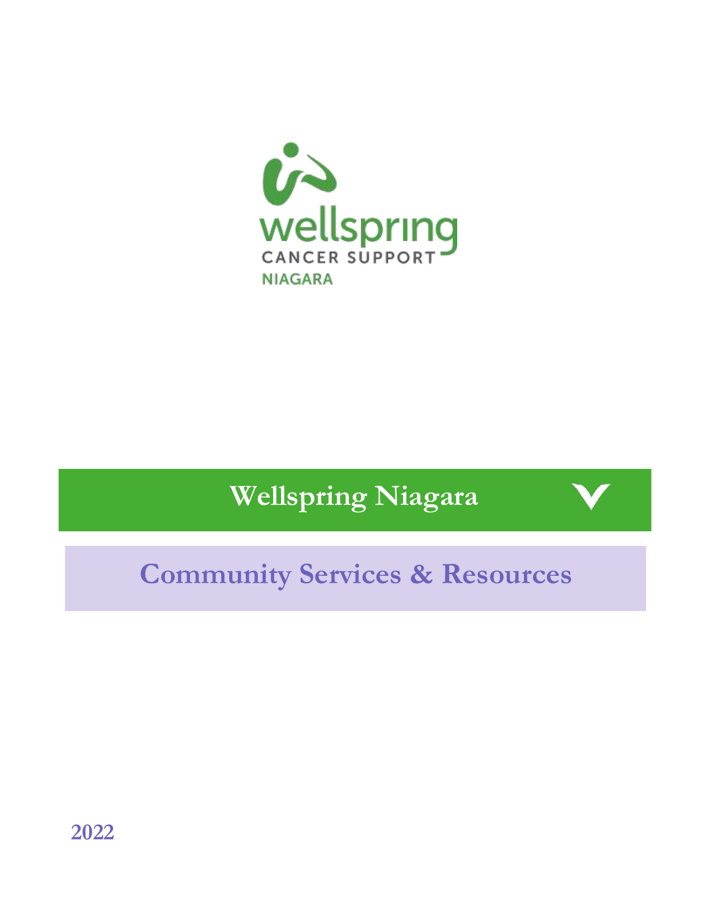wellspring

CANCER SUPPORT

NIAGARA

# Wellspring Niagara

## Community Services & Resources

2022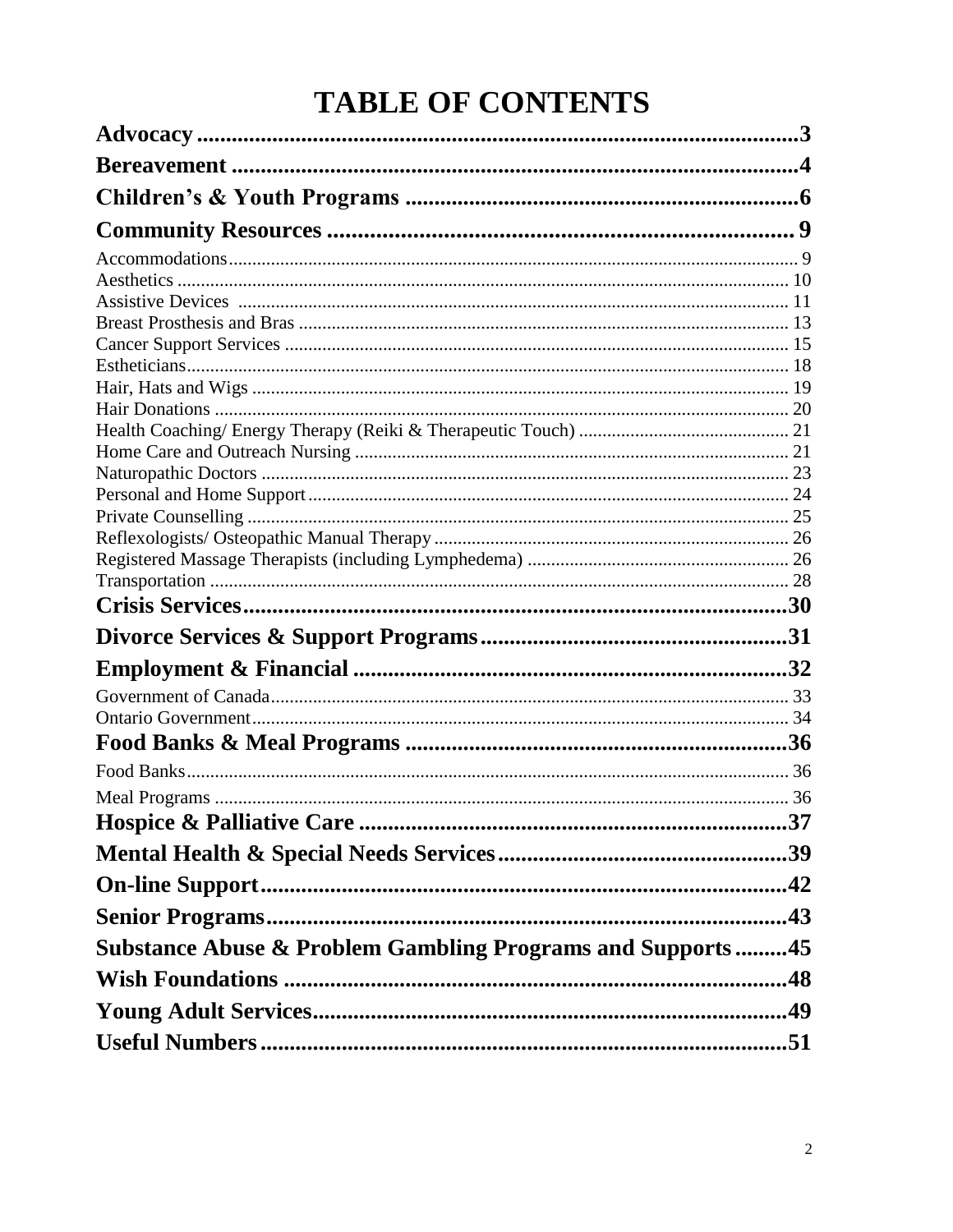# TABLE OF CONTENTS

**Advocacy** ........................................................................................................3

**Bereavement** ..................................................................................................4

**Children's & Youth Programs** ....................................................................6

**Community Resources** ............................................................................. 9

Accommodations........................................................................................................ 9
Aesthetics ................................................................................................................. 10
Assistive Devices ..................................................................................................... 11
Breast Prosthesis and Bras ........................................................................................ 13
Cancer Support Services ........................................................................................... 15
Estheticians............................................................................................................... 18
Hair, Hats and Wigs .................................................................................................. 19
Hair Donations .......................................................................................................... 20
Health Coaching/ Energy Therapy (Reiki & Therapeutic Touch) ............................................ 21
Home Care and Outreach Nursing ............................................................................ 21
Naturopathic Doctors ................................................................................................ 23
Personal and Home Support...................................................................................... 24
Private Counselling ................................................................................................... 25
Reflexologists/ Osteopathic Manual Therapy ........................................................... 26
Registered Massage Therapists (including Lymphedema) ........................................ 26
Transportation ........................................................................................................... 28

**Crisis Services**..............................................................................................30

**Divorce Services & Support Programs**......................................................31

**Employment & Financial** ...........................................................................32

Government of Canada.............................................................................................. 33
Ontario Government.................................................................................................. 34

**Food Banks & Meal Programs** ..................................................................36

Food Banks................................................................................................................ 36
Meal Programs .......................................................................................................... 36

**Hospice & Palliative Care** ..........................................................................37

**Mental Health & Special Needs Services**..................................................39

**On-line Support**...........................................................................................42

**Senior Programs**...........................................................................................43

**Substance Abuse & Problem Gambling Programs and Supports** .........45

**Wish Foundations** .......................................................................................48

**Young Adult Services**..................................................................................49

**Useful Numbers** ...........................................................................................51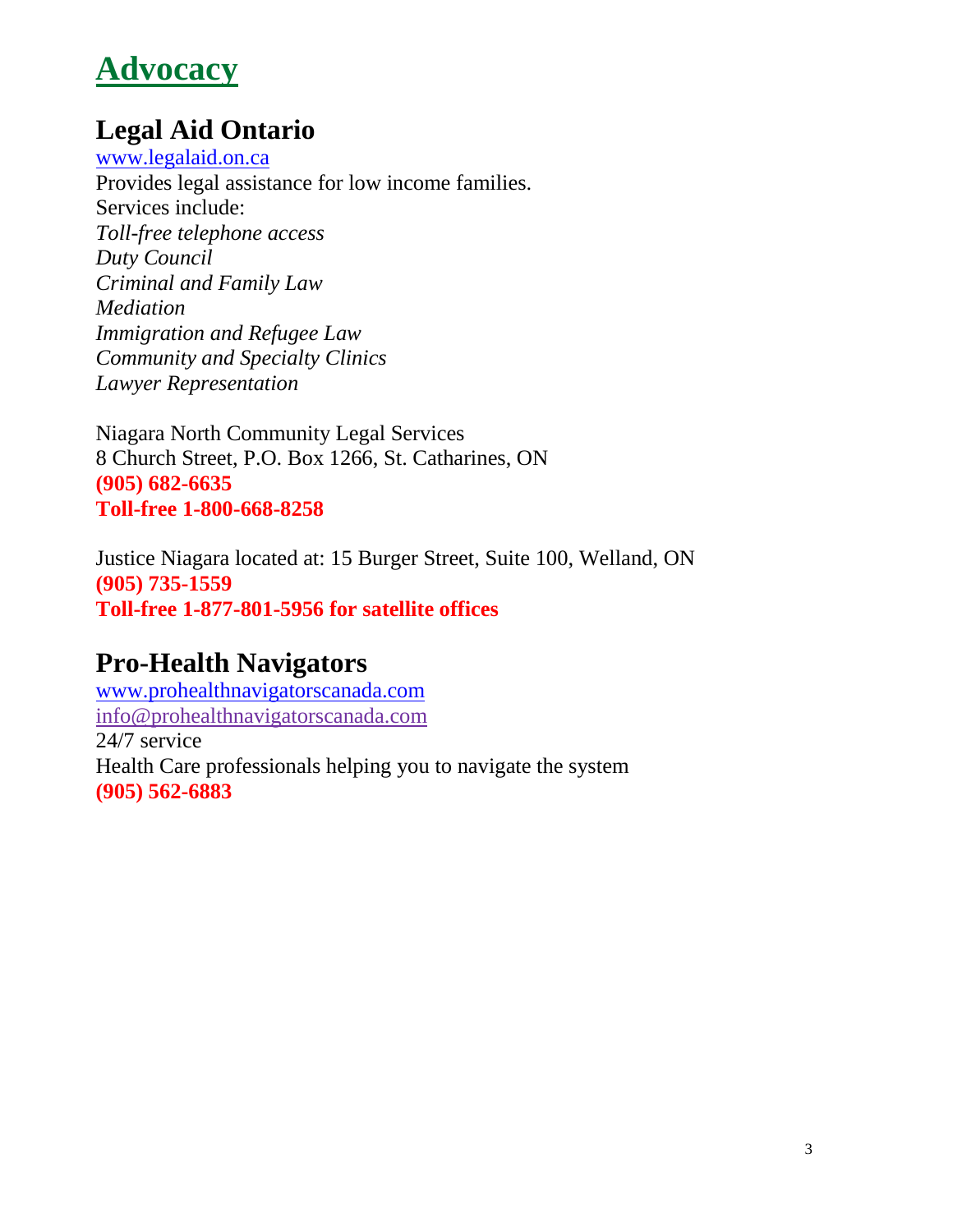# Advocacy

## Legal Aid Ontario

www.legalaid.on.ca
Provides legal assistance for low income families.
Services include:
*Toll-free telephone access*
*Duty Council*
*Criminal and Family Law*
*Mediation*
*Immigration and Refugee Law*
*Community and Specialty Clinics*
*Lawyer Representation*

Niagara North Community Legal Services
8 Church Street, P.O. Box 1266, St. Catharines, ON
**(905) 682-6635**
**Toll-free 1-800-668-8258**

Justice Niagara located at: 15 Burger Street, Suite 100, Welland, ON
**(905) 735-1559**
**Toll-free 1-877-801-5956 for satellite offices**

## Pro-Health Navigators

www.prohealthnavigatorscanada.com
info@prohealthnavigatorscanada.com
24/7 service
Health Care professionals helping you to navigate the system
**(905) 562-6883**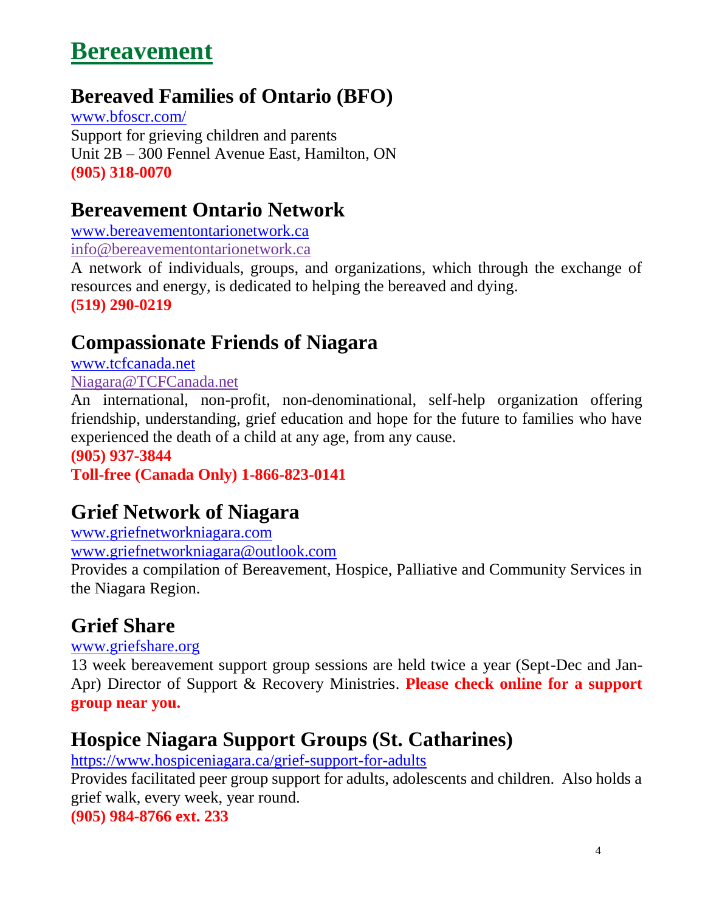# Bereavement

## Bereaved Families of Ontario (BFO)

www.bfoscr.com/
Support for grieving children and parents
Unit 2B – 300 Fennel Avenue East, Hamilton, ON
**(905) 318-0070**

## Bereavement Ontario Network

www.bereavementontarionetwork.ca
info@bereavementontarionetwork.ca
A network of individuals, groups, and organizations, which through the exchange of resources and energy, is dedicated to helping the bereaved and dying.
**(519) 290-0219**

## Compassionate Friends of Niagara

www.tcfcanada.net
Niagara@TCFCanada.net
An international, non-profit, non-denominational, self-help organization offering friendship, understanding, grief education and hope for the future to families who have experienced the death of a child at any age, from any cause.
**(905) 937-3844**
**Toll-free (Canada Only) 1-866-823-0141**

## Grief Network of Niagara

www.griefnetworkniagara.com
www.griefnetworkniagara@outlook.com
Provides a compilation of Bereavement, Hospice, Palliative and Community Services in the Niagara Region.

## Grief Share

www.griefshare.org
13 week bereavement support group sessions are held twice a year (Sept-Dec and Jan-Apr) Director of Support & Recovery Ministries. **Please check online for a support group near you.**

## Hospice Niagara Support Groups (St. Catharines)

https://www.hospiceniagara.ca/grief-support-for-adults
Provides facilitated peer group support for adults, adolescents and children. Also holds a grief walk, every week, year round.
**(905) 984-8766 ext. 233**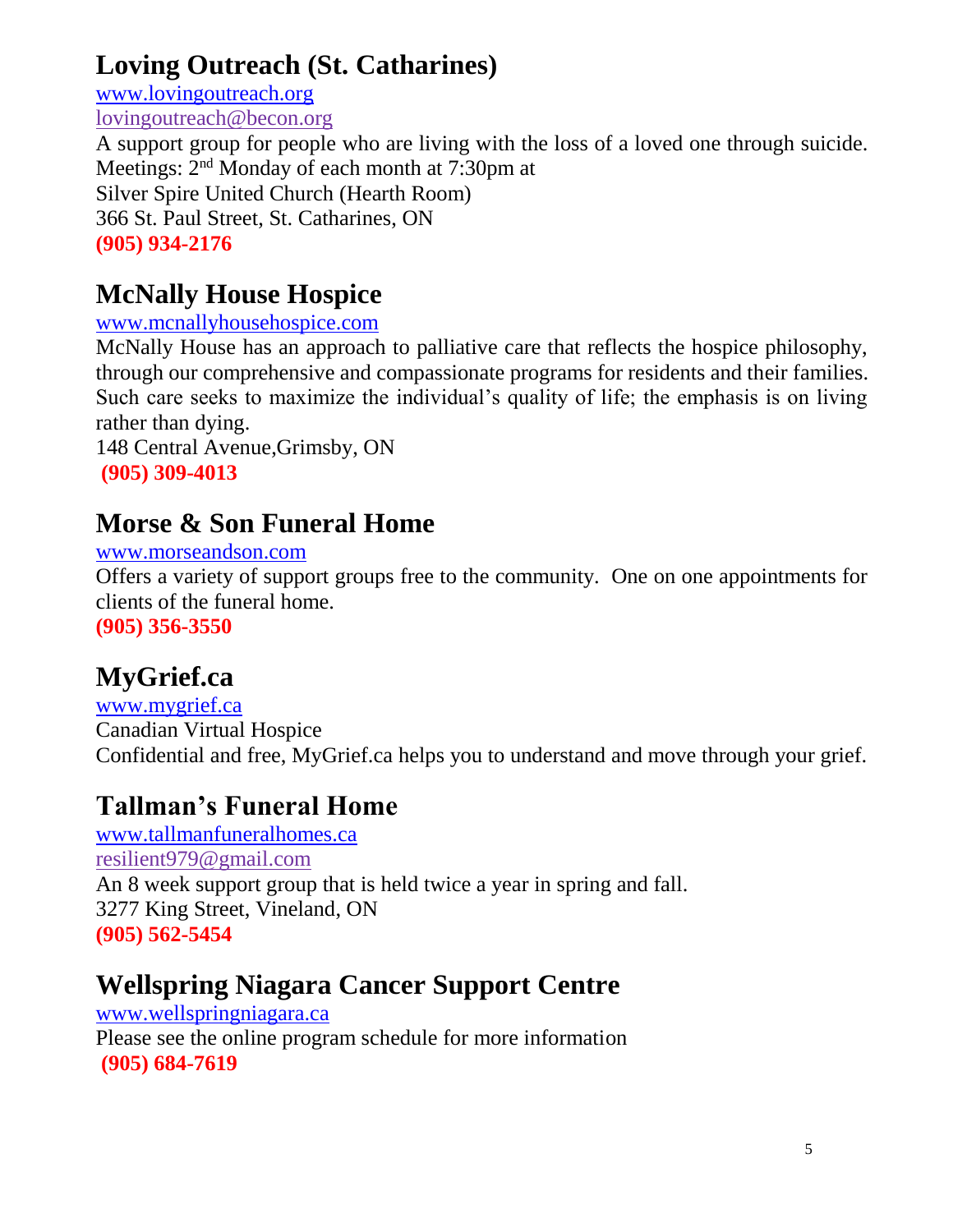## Loving Outreach (St. Catharines)

www.lovingoutreach.org

lovingoutreach@becon.org

A support group for people who are living with the loss of a loved one through suicide.
Meetings: 2nd Monday of each month at 7:30pm at
Silver Spire United Church (Hearth Room)
366 St. Paul Street, St. Catharines, ON
**(905) 934-2176**

## McNally House Hospice

www.mcnallyhousehospice.com

McNally House has an approach to palliative care that reflects the hospice philosophy, through our comprehensive and compassionate programs for residents and their families. Such care seeks to maximize the individual's quality of life; the emphasis is on living rather than dying.
148 Central Avenue,Grimsby, ON
**(905) 309-4013**

## Morse & Son Funeral Home

www.morseandson.com

Offers a variety of support groups free to the community. One on one appointments for clients of the funeral home.
**(905) 356-3550**

## MyGrief.ca

www.mygrief.ca

Canadian Virtual Hospice
Confidential and free, MyGrief.ca helps you to understand and move through your grief.

## Tallman's Funeral Home

www.tallmanfuneralhomes.ca

resilient979@gmail.com

An 8 week support group that is held twice a year in spring and fall.
3277 King Street, Vineland, ON
**(905) 562-5454**

## Wellspring Niagara Cancer Support Centre

www.wellspringniagara.ca

Please see the online program schedule for more information
**(905) 684-7619**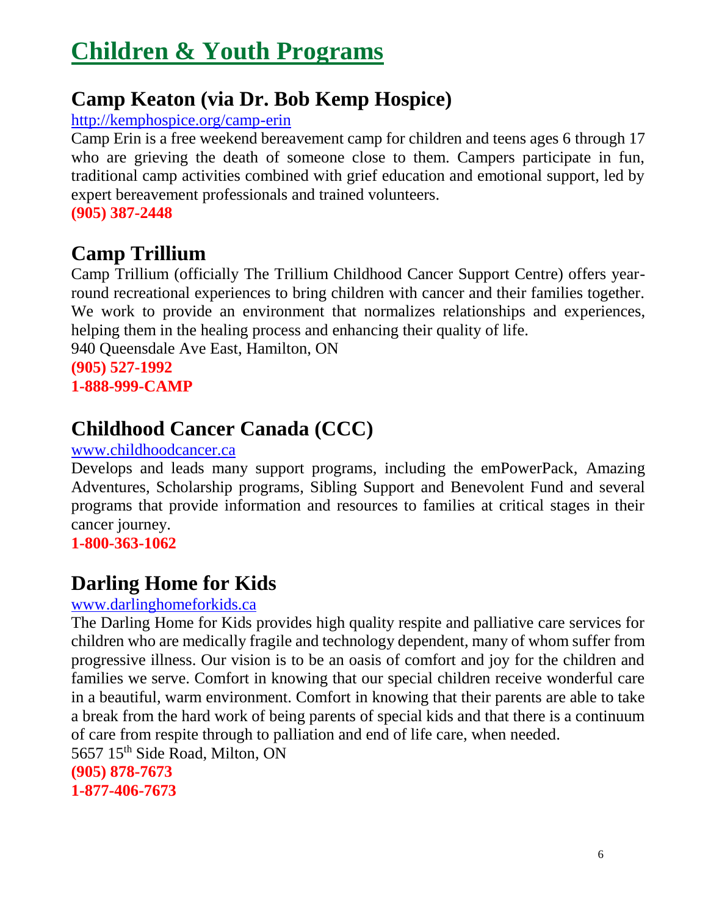# Children & Youth Programs

## Camp Keaton (via Dr. Bob Kemp Hospice)

http://kemphospice.org/camp-erin

Camp Erin is a free weekend bereavement camp for children and teens ages 6 through 17 who are grieving the death of someone close to them. Campers participate in fun, traditional camp activities combined with grief education and emotional support, led by expert bereavement professionals and trained volunteers.

**(905) 387-2448**

## Camp Trillium

Camp Trillium (officially The Trillium Childhood Cancer Support Centre) offers year-round recreational experiences to bring children with cancer and their families together. We work to provide an environment that normalizes relationships and experiences, helping them in the healing process and enhancing their quality of life.

940 Queensdale Ave East, Hamilton, ON

**(905) 527-1992**
**1-888-999-CAMP**

## Childhood Cancer Canada (CCC)

www.childhoodcancer.ca

Develops and leads many support programs, including the emPowerPack, Amazing Adventures, Scholarship programs, Sibling Support and Benevolent Fund and several programs that provide information and resources to families at critical stages in their cancer journey.

**1-800-363-1062**

## Darling Home for Kids

www.darlinghomeforkids.ca

The Darling Home for Kids provides high quality respite and palliative care services for children who are medically fragile and technology dependent, many of whom suffer from progressive illness. Our vision is to be an oasis of comfort and joy for the children and families we serve. Comfort in knowing that our special children receive wonderful care in a beautiful, warm environment. Comfort in knowing that their parents are able to take a break from the hard work of being parents of special kids and that there is a continuum of care from respite through to palliation and end of life care, when needed.

5657 15th Side Road, Milton, ON

**(905) 878-7673**
**1-877-406-7673**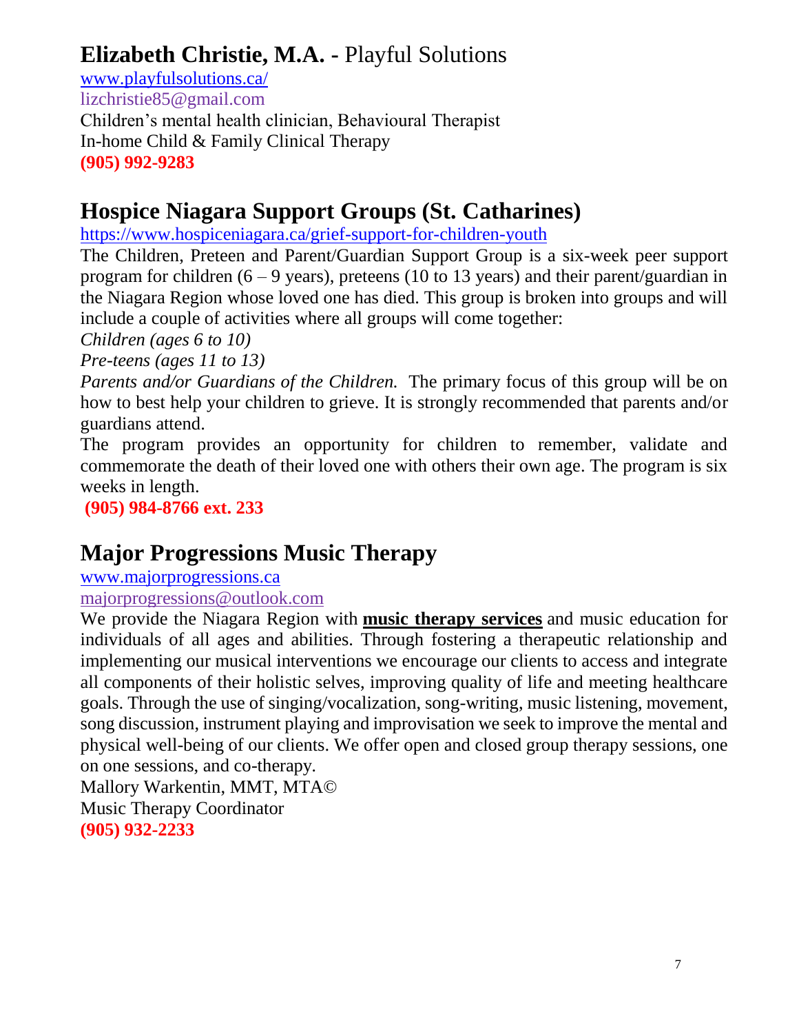## **Elizabeth Christie, M.A. -** Playful Solutions

[www.playfulsolutions.ca/](http://www.playfulsolutions.ca/)
lizchristie85@gmail.com
Children's mental health clinician, Behavioural Therapist
In-home Child & Family Clinical Therapy
**(905) 992-9283**

## **Hospice Niagara Support Groups (St. Catharines)**

[https://www.hospiceniagara.ca/grief-support-for-children-youth](https://www.hospiceniagara.ca/grief-support-for-children-youth)
The Children, Preteen and Parent/Guardian Support Group is a six-week peer support program for children (6 – 9 years), preteens (10 to 13 years) and their parent/guardian in the Niagara Region whose loved one has died. This group is broken into groups and will include a couple of activities where all groups will come together:
*Children (ages 6 to 10)*
*Pre-teens (ages 11 to 13)*
*Parents and/or Guardians of the Children.* The primary focus of this group will be on how to best help your children to grieve. It is strongly recommended that parents and/or guardians attend.
The program provides an opportunity for children to remember, validate and commemorate the death of their loved one with others their own age. The program is six weeks in length.
**(905) 984-8766 ext. 233**

## **Major Progressions Music Therapy**

[www.majorprogressions.ca](http://www.majorprogressions.ca)
majorprogressions@outlook.com
We provide the Niagara Region with **music therapy services** and music education for individuals of all ages and abilities. Through fostering a therapeutic relationship and implementing our musical interventions we encourage our clients to access and integrate all components of their holistic selves, improving quality of life and meeting healthcare goals. Through the use of singing/vocalization, song-writing, music listening, movement, song discussion, instrument playing and improvisation we seek to improve the mental and physical well-being of our clients. We offer open and closed group therapy sessions, one on one sessions, and co-therapy.
Mallory Warkentin, MMT, MTA©
Music Therapy Coordinator
**(905) 932-2233**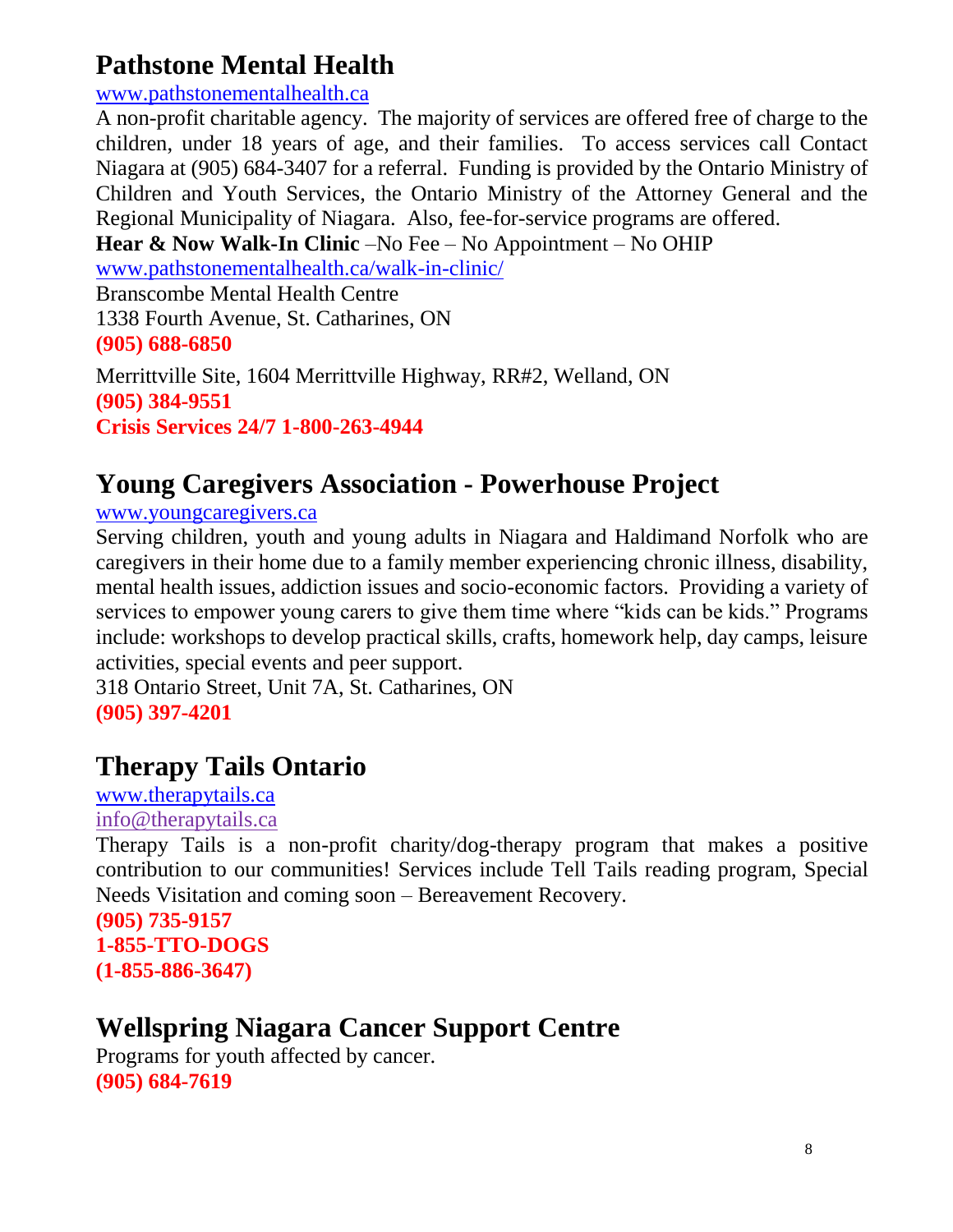## Pathstone Mental Health

www.pathstonementalhealth.ca

A non-profit charitable agency. The majority of services are offered free of charge to the children, under 18 years of age, and their families. To access services call Contact Niagara at (905) 684-3407 for a referral. Funding is provided by the Ontario Ministry of Children and Youth Services, the Ontario Ministry of the Attorney General and the Regional Municipality of Niagara. Also, fee-for-service programs are offered.

**Hear & Now Walk-In Clinic** –No Fee – No Appointment – No OHIP

www.pathstonementalhealth.ca/walk-in-clinic/

Branscombe Mental Health Centre
1338 Fourth Avenue, St. Catharines, ON
**(905) 688-6850**

Merrittville Site, 1604 Merrittville Highway, RR#2, Welland, ON
**(905) 384-9551**
**Crisis Services 24/7 1-800-263-4944**

## Young Caregivers Association - Powerhouse Project

www.youngcaregivers.ca

Serving children, youth and young adults in Niagara and Haldimand Norfolk who are caregivers in their home due to a family member experiencing chronic illness, disability, mental health issues, addiction issues and socio-economic factors. Providing a variety of services to empower young carers to give them time where "kids can be kids." Programs include: workshops to develop practical skills, crafts, homework help, day camps, leisure activities, special events and peer support.

318 Ontario Street, Unit 7A, St. Catharines, ON
**(905) 397-4201**

## Therapy Tails Ontario

www.therapytails.ca
info@therapytails.ca

Therapy Tails is a non-profit charity/dog-therapy program that makes a positive contribution to our communities! Services include Tell Tails reading program, Special Needs Visitation and coming soon – Bereavement Recovery.

**(905) 735-9157**
**1-855-TTO-DOGS**
**(1-855-886-3647)**

## Wellspring Niagara Cancer Support Centre

Programs for youth affected by cancer.
**(905) 684-7619**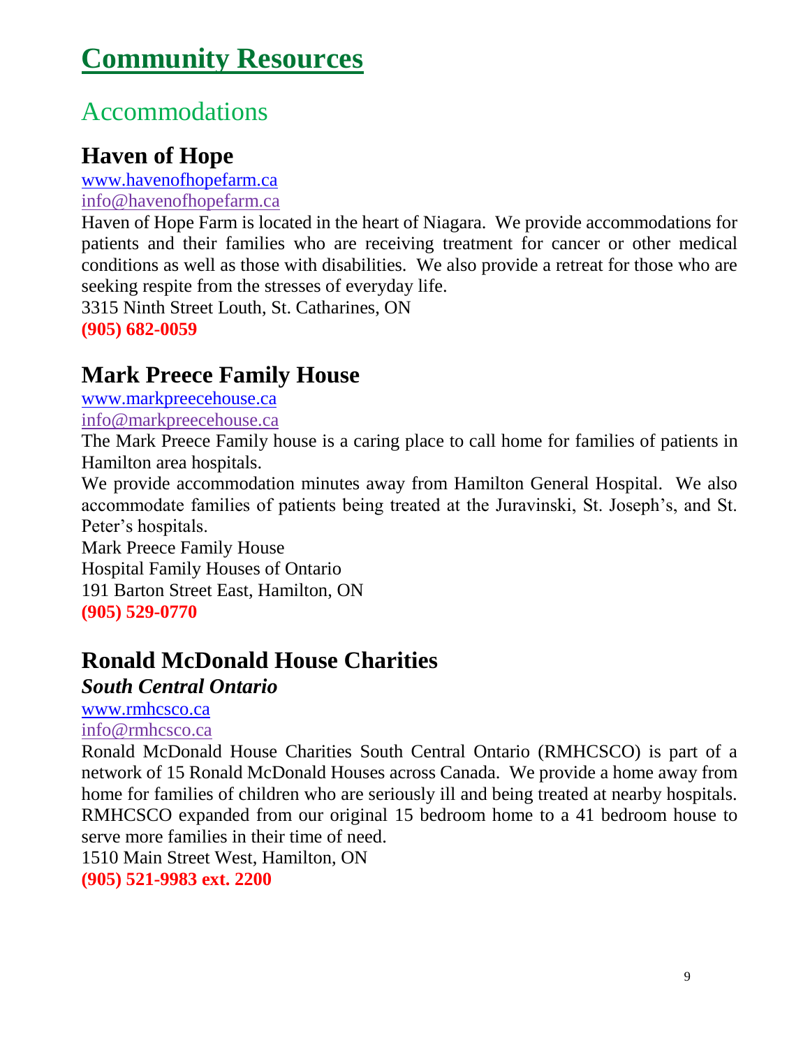# Community Resources

## Accommodations

### Haven of Hope

www.havenofhopefarm.ca
info@havenofhopefarm.ca

Haven of Hope Farm is located in the heart of Niagara. We provide accommodations for patients and their families who are receiving treatment for cancer or other medical conditions as well as those with disabilities. We also provide a retreat for those who are seeking respite from the stresses of everyday life.

3315 Ninth Street Louth, St. Catharines, ON
**(905) 682-0059**

### Mark Preece Family House

www.markpreecehouse.ca
info@markpreecehouse.ca

The Mark Preece Family house is a caring place to call home for families of patients in Hamilton area hospitals.

We provide accommodation minutes away from Hamilton General Hospital. We also accommodate families of patients being treated at the Juravinski, St. Joseph's, and St. Peter's hospitals.

Mark Preece Family House
Hospital Family Houses of Ontario
191 Barton Street East, Hamilton, ON
**(905) 529-0770**

### Ronald McDonald House Charities

***South Central Ontario***

www.rmhcsco.ca
info@rmhcsco.ca

Ronald McDonald House Charities South Central Ontario (RMHCSCO) is part of a network of 15 Ronald McDonald Houses across Canada. We provide a home away from home for families of children who are seriously ill and being treated at nearby hospitals. RMHCSCO expanded from our original 15 bedroom home to a 41 bedroom house to serve more families in their time of need.

1510 Main Street West, Hamilton, ON
**(905) 521-9983 ext. 2200**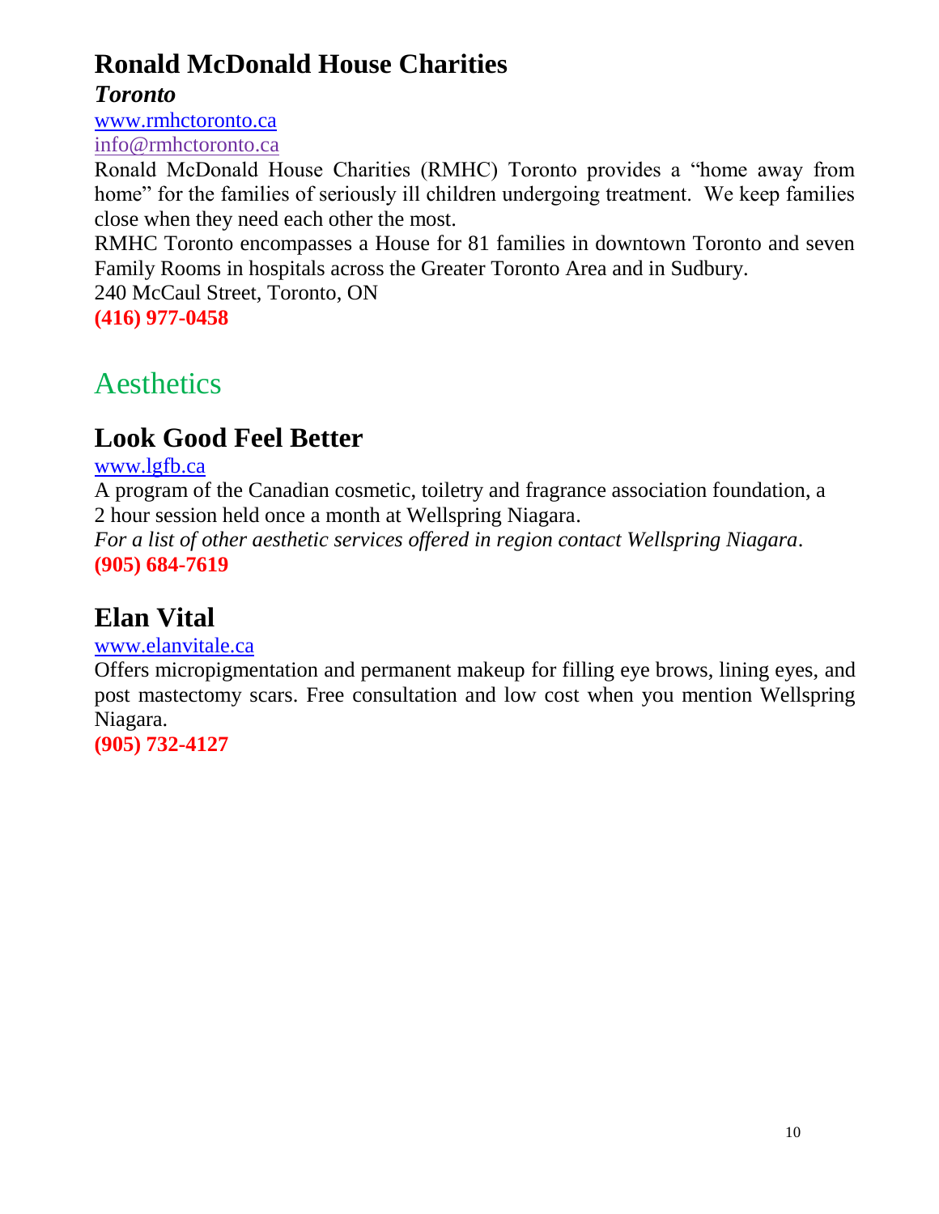## Ronald McDonald House Charities

***Toronto***

www.rmhctoronto.ca

info@rmhctoronto.ca

Ronald McDonald House Charities (RMHC) Toronto provides a "home away from home" for the families of seriously ill children undergoing treatment. We keep families close when they need each other the most.

RMHC Toronto encompasses a House for 81 families in downtown Toronto and seven Family Rooms in hospitals across the Greater Toronto Area and in Sudbury.

240 McCaul Street, Toronto, ON

**(416) 977-0458**

# Aesthetics

## Look Good Feel Better

www.lgfb.ca

A program of the Canadian cosmetic, toiletry and fragrance association foundation, a 2 hour session held once a month at Wellspring Niagara.

*For a list of other aesthetic services offered in region contact Wellspring Niagara*.

**(905) 684-7619**

## Elan Vital

www.elanvitale.ca

Offers micropigmentation and permanent makeup for filling eye brows, lining eyes, and post mastectomy scars. Free consultation and low cost when you mention Wellspring Niagara.

**(905) 732-4127**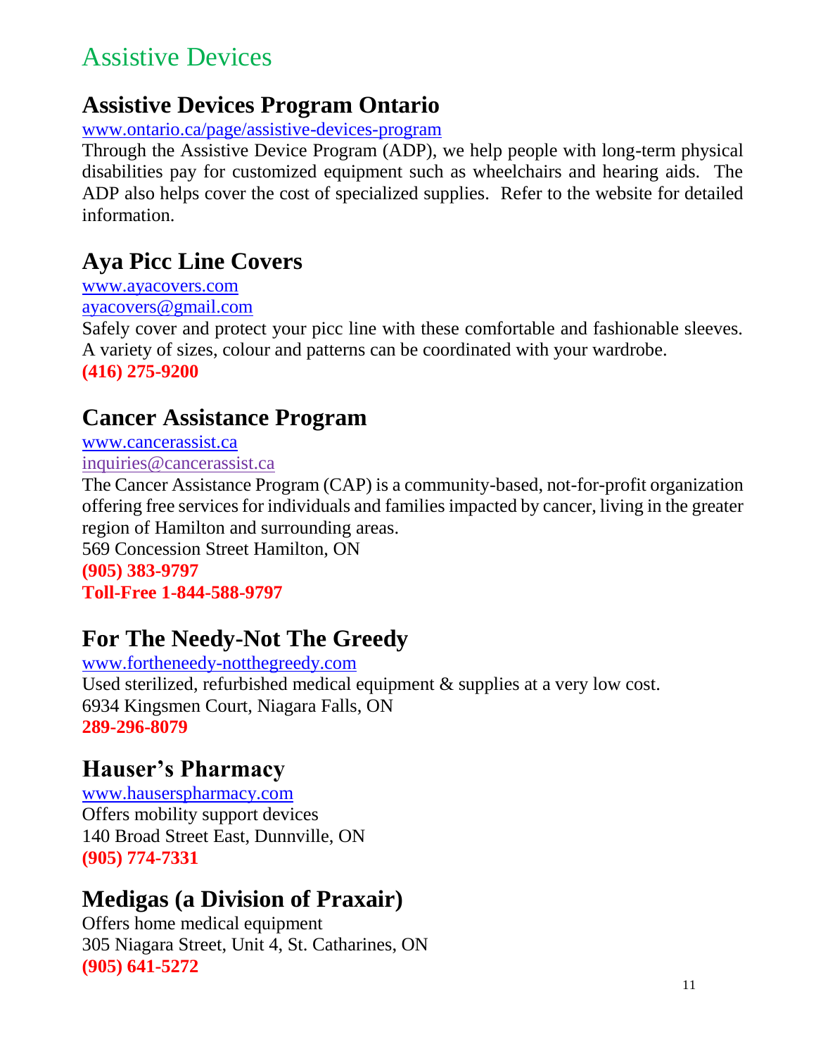# Assistive Devices

## Assistive Devices Program Ontario

www.ontario.ca/page/assistive-devices-program

Through the Assistive Device Program (ADP), we help people with long-term physical disabilities pay for customized equipment such as wheelchairs and hearing aids. The ADP also helps cover the cost of specialized supplies. Refer to the website for detailed information.

## Aya Picc Line Covers

www.ayacovers.com
ayacovers@gmail.com

Safely cover and protect your picc line with these comfortable and fashionable sleeves. A variety of sizes, colour and patterns can be coordinated with your wardrobe.

**(416) 275-9200**

## Cancer Assistance Program

www.cancerassist.ca
inquiries@cancerassist.ca

The Cancer Assistance Program (CAP) is a community-based, not-for-profit organization offering free services for individuals and families impacted by cancer, living in the greater region of Hamilton and surrounding areas.

569 Concession Street Hamilton, ON

**(905) 383-9797**
**Toll-Free 1-844-588-9797**

## For The Needy-Not The Greedy

www.fortheneedy-notthegreedy.com

Used sterilized, refurbished medical equipment & supplies at a very low cost.

6934 Kingsmen Court, Niagara Falls, ON

**289-296-8079**

## Hauser's Pharmacy

www.hauserspharmacy.com

Offers mobility support devices

140 Broad Street East, Dunnville, ON

**(905) 774-7331**

## Medigas (a Division of Praxair)

Offers home medical equipment

305 Niagara Street, Unit 4, St. Catharines, ON

**(905) 641-5272**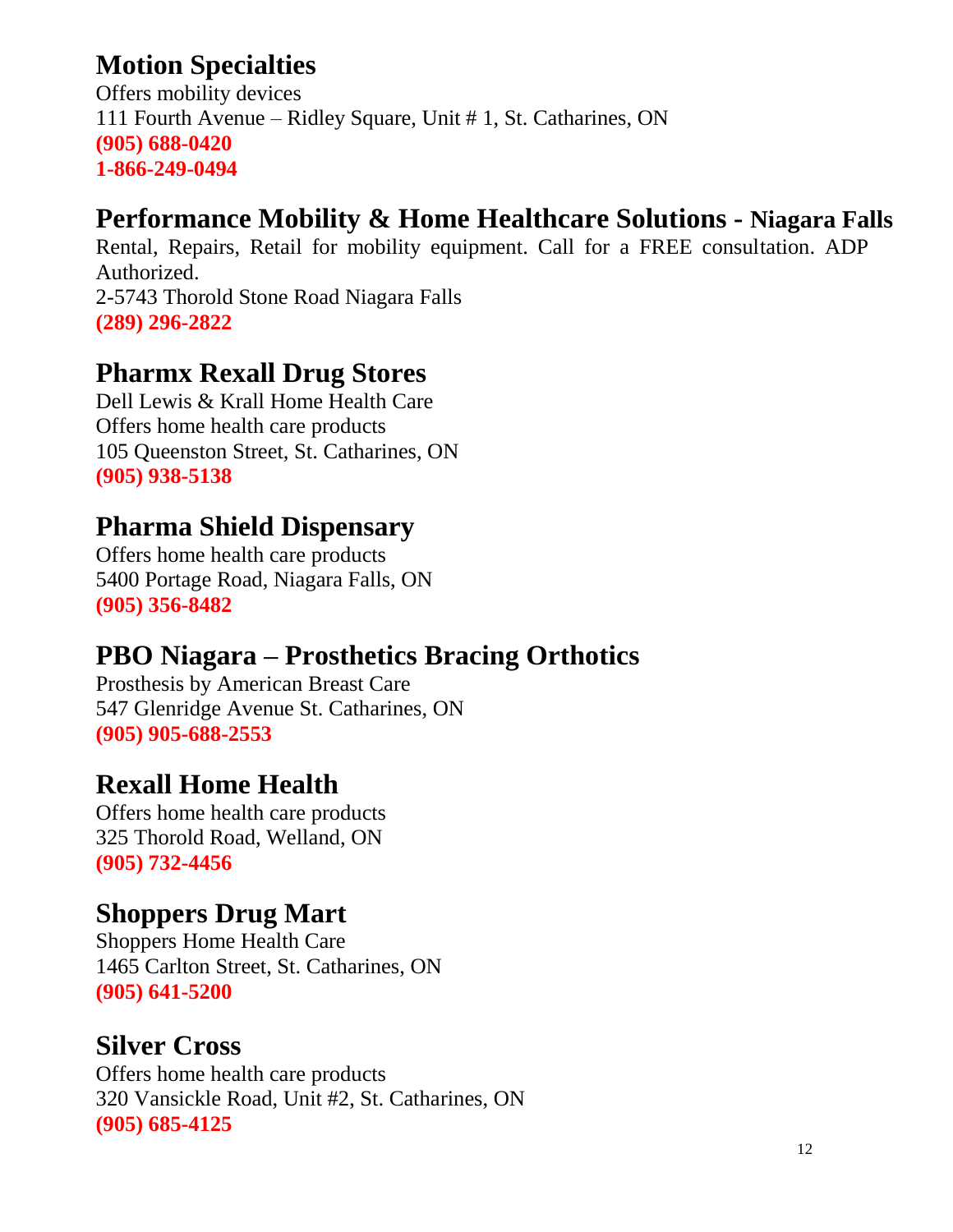## Motion Specialties

Offers mobility devices
111 Fourth Avenue – Ridley Square, Unit # 1, St. Catharines, ON
**(905) 688-0420**
**1-866-249-0494**

## Performance Mobility & Home Healthcare Solutions - Niagara Falls

Rental, Repairs, Retail for mobility equipment. Call for a FREE consultation. ADP Authorized.
2-5743 Thorold Stone Road Niagara Falls
**(289) 296-2822**

## Pharmx Rexall Drug Stores

Dell Lewis & Krall Home Health Care
Offers home health care products
105 Queenston Street, St. Catharines, ON
**(905) 938-5138**

## Pharma Shield Dispensary

Offers home health care products
5400 Portage Road, Niagara Falls, ON
**(905) 356-8482**

## PBO Niagara – Prosthetics Bracing Orthotics

Prosthesis by American Breast Care
547 Glenridge Avenue St. Catharines, ON
**(905) 905-688-2553**

## Rexall Home Health

Offers home health care products
325 Thorold Road, Welland, ON
**(905) 732-4456**

## Shoppers Drug Mart

Shoppers Home Health Care
1465 Carlton Street, St. Catharines, ON
**(905) 641-5200**

## Silver Cross

Offers home health care products
320 Vansickle Road, Unit #2, St. Catharines, ON
**(905) 685-4125**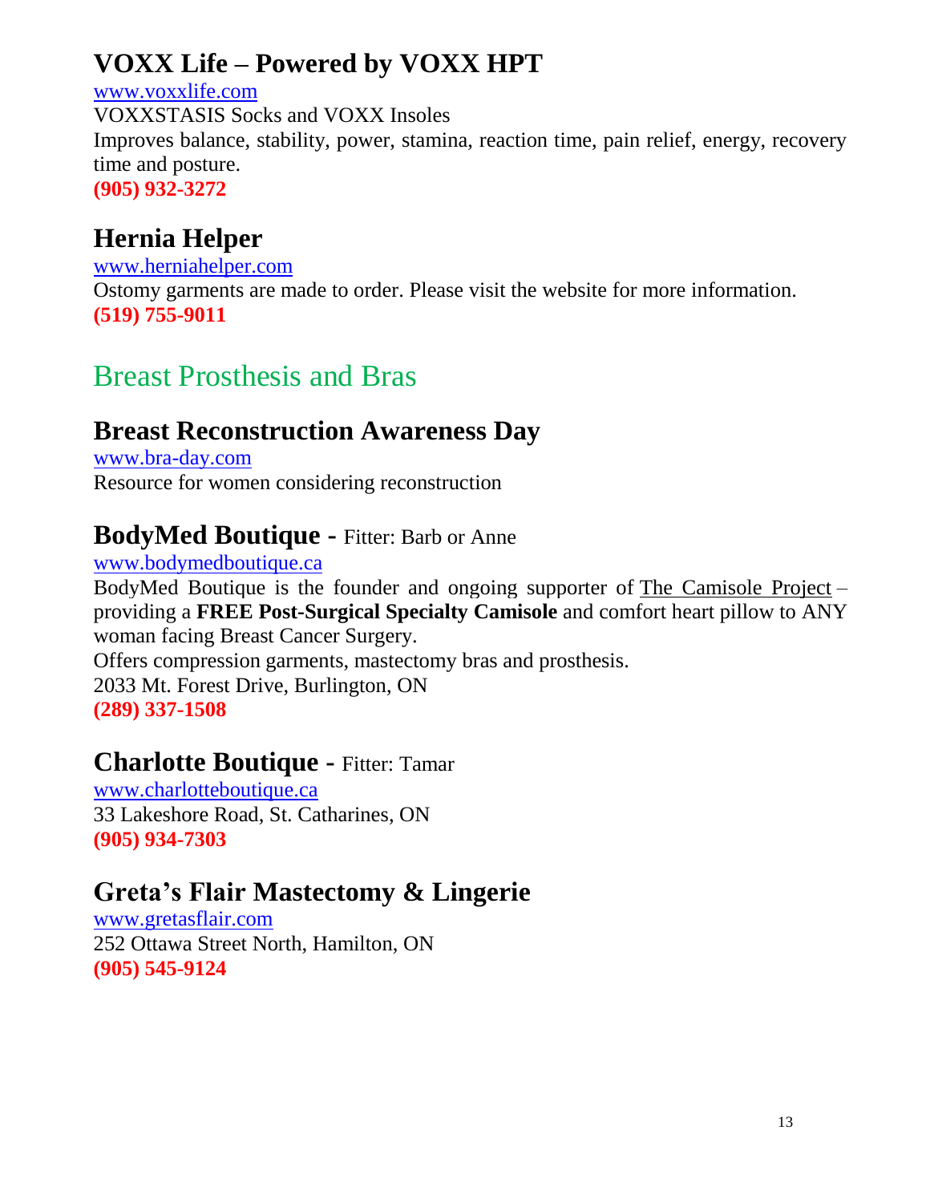## VOXX Life – Powered by VOXX HPT

www.voxxlife.com
VOXXSTASIS Socks and VOXX Insoles
Improves balance, stability, power, stamina, reaction time, pain relief, energy, recovery time and posture.
**(905) 932-3272**

## Hernia Helper

www.herniahelper.com
Ostomy garments are made to order. Please visit the website for more information.
**(519) 755-9011**

# Breast Prosthesis and Bras

## Breast Reconstruction Awareness Day

www.bra-day.com
Resource for women considering reconstruction

## BodyMed Boutique - Fitter: Barb or Anne

www.bodymedboutique.ca
BodyMed Boutique is the founder and ongoing supporter of The Camisole Project – providing a **FREE Post-Surgical Specialty Camisole** and comfort heart pillow to ANY woman facing Breast Cancer Surgery.
Offers compression garments, mastectomy bras and prosthesis.
2033 Mt. Forest Drive, Burlington, ON
**(289) 337-1508**

## Charlotte Boutique - Fitter: Tamar

www.charlotteboutique.ca
33 Lakeshore Road, St. Catharines, ON
**(905) 934-7303**

## Greta's Flair Mastectomy & Lingerie

www.gretasflair.com
252 Ottawa Street North, Hamilton, ON
**(905) 545-9124**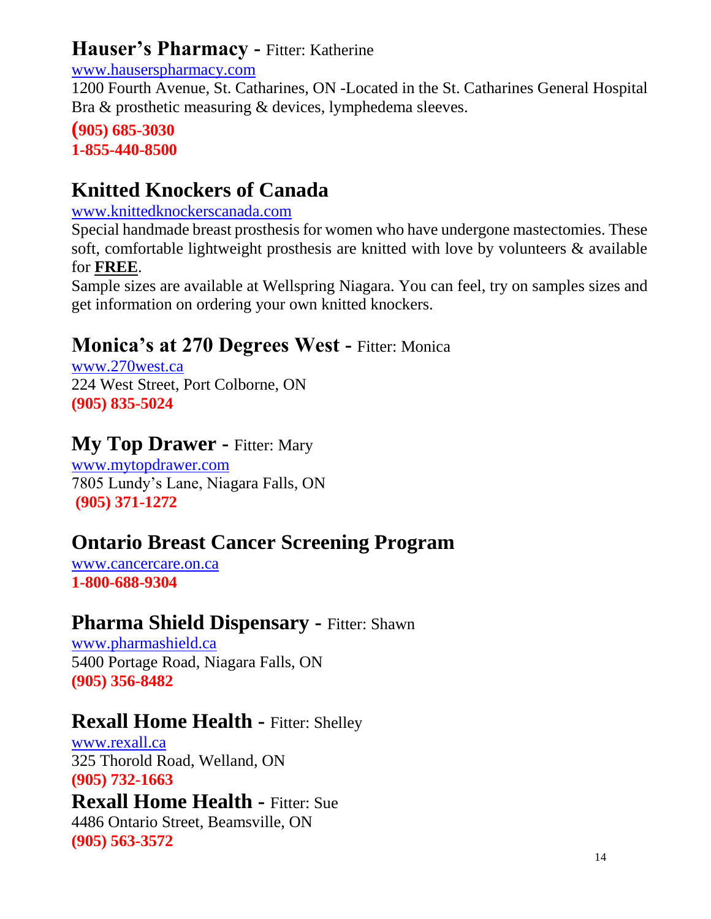## Hauser's Pharmacy - Fitter: Katherine

www.hauserspharmacy.com
1200 Fourth Avenue, St. Catharines, ON -Located in the St. Catharines General Hospital
Bra & prosthetic measuring & devices, lymphedema sleeves.

**(905) 685-3030**
**1-855-440-8500**

## Knitted Knockers of Canada

www.knittedknockerscanada.com
Special handmade breast prosthesis for women who have undergone mastectomies. These soft, comfortable lightweight prosthesis are knitted with love by volunteers & available for **FREE**.
Sample sizes are available at Wellspring Niagara. You can feel, try on samples sizes and get information on ordering your own knitted knockers.

## Monica's at 270 Degrees West - Fitter: Monica

www.270west.ca
224 West Street, Port Colborne, ON
**(905) 835-5024**

## My Top Drawer - Fitter: Mary

www.mytopdrawer.com
7805 Lundy's Lane, Niagara Falls, ON
**(905) 371-1272**

## Ontario Breast Cancer Screening Program

www.cancercare.on.ca
**1-800-688-9304**

## Pharma Shield Dispensary - Fitter: Shawn

www.pharmashield.ca
5400 Portage Road, Niagara Falls, ON
**(905) 356-8482**

## Rexall Home Health - Fitter: Shelley

www.rexall.ca
325 Thorold Road, Welland, ON
**(905) 732-1663**

## Rexall Home Health - Fitter: Sue

4486 Ontario Street, Beamsville, ON
**(905) 563-3572**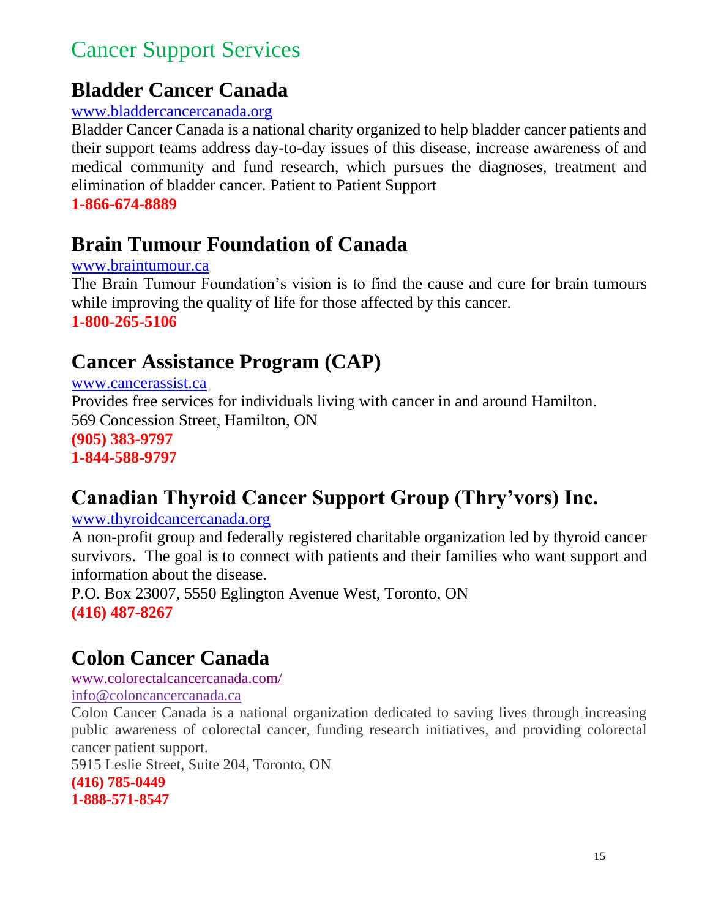# Cancer Support Services

## Bladder Cancer Canada

www.bladdercancercanada.org

Bladder Cancer Canada is a national charity organized to help bladder cancer patients and their support teams address day-to-day issues of this disease, increase awareness of and medical community and fund research, which pursues the diagnoses, treatment and elimination of bladder cancer. Patient to Patient Support

**1-866-674-8889**

## Brain Tumour Foundation of Canada

www.braintumour.ca

The Brain Tumour Foundation's vision is to find the cause and cure for brain tumours while improving the quality of life for those affected by this cancer.

**1-800-265-5106**

## Cancer Assistance Program (CAP)

www.cancerassist.ca

Provides free services for individuals living with cancer in and around Hamilton.

569 Concession Street, Hamilton, ON

**(905) 383-9797**

**1-844-588-9797**

## Canadian Thyroid Cancer Support Group (Thry'vors) Inc.

www.thyroidcancercanada.org

A non-profit group and federally registered charitable organization led by thyroid cancer survivors. The goal is to connect with patients and their families who want support and information about the disease.

P.O. Box 23007, 5550 Eglington Avenue West, Toronto, ON

**(416) 487-8267**

## Colon Cancer Canada

www.colorectalcancercanada.com/

info@coloncancercanada.ca

Colon Cancer Canada is a national organization dedicated to saving lives through increasing public awareness of colorectal cancer, funding research initiatives, and providing colorectal cancer patient support.

5915 Leslie Street, Suite 204, Toronto, ON

**(416) 785-0449**

**1-888-571-8547**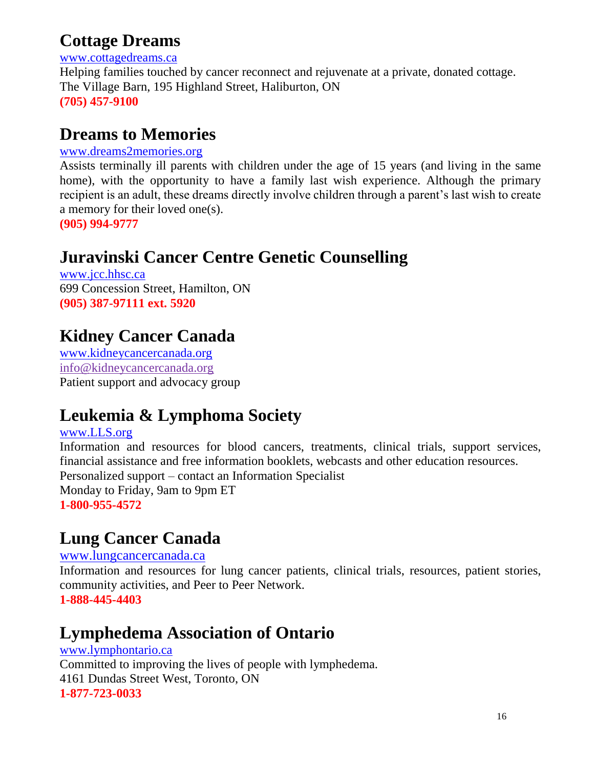## Cottage Dreams

www.cottagedreams.ca

Helping families touched by cancer reconnect and rejuvenate at a private, donated cottage.
The Village Barn, 195 Highland Street, Haliburton, ON
**(705) 457-9100**

## Dreams to Memories

www.dreams2memories.org

Assists terminally ill parents with children under the age of 15 years (and living in the same home), with the opportunity to have a family last wish experience. Although the primary recipient is an adult, these dreams directly involve children through a parent's last wish to create a memory for their loved one(s).
**(905) 994-9777**

## Juravinski Cancer Centre Genetic Counselling

www.jcc.hhsc.ca
699 Concession Street, Hamilton, ON
**(905) 387-97111 ext. 5920**

## Kidney Cancer Canada

www.kidneycancercanada.org
info@kidneycancercanada.org
Patient support and advocacy group

## Leukemia & Lymphoma Society

www.LLS.org

Information and resources for blood cancers, treatments, clinical trials, support services, financial assistance and free information booklets, webcasts and other education resources.
Personalized support – contact an Information Specialist
Monday to Friday, 9am to 9pm ET
**1-800-955-4572**

## Lung Cancer Canada

www.lungcancercanada.ca

Information and resources for lung cancer patients, clinical trials, resources, patient stories, community activities, and Peer to Peer Network.
**1-888-445-4403**

## Lymphedema Association of Ontario

www.lymphontario.ca

Committed to improving the lives of people with lymphedema.
4161 Dundas Street West, Toronto, ON
**1-877-723-0033**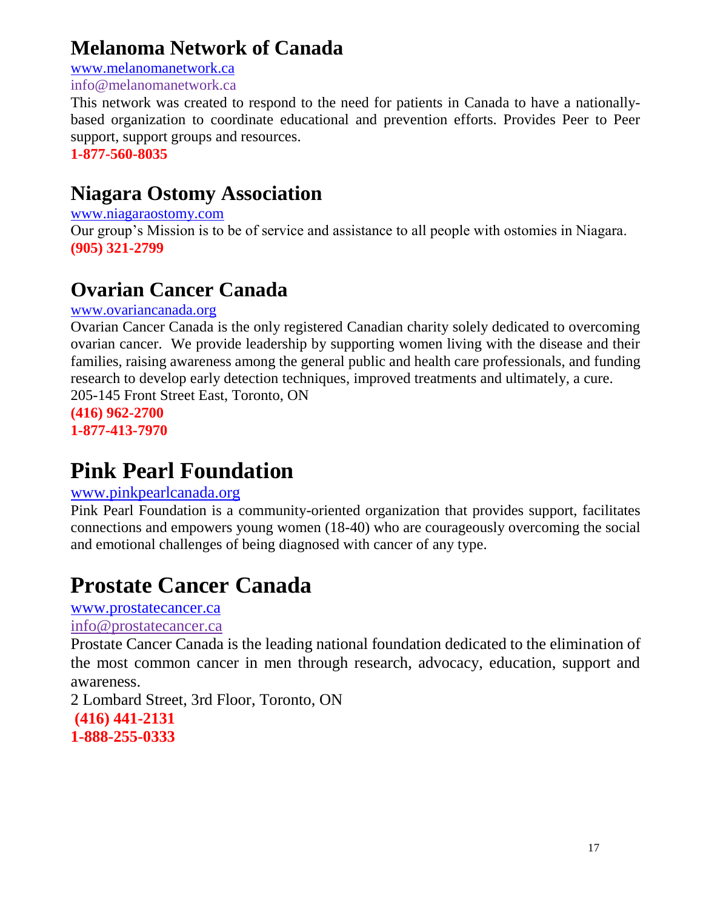## Melanoma Network of Canada

www.melanomanetwork.ca
info@melanomanetwork.ca

This network was created to respond to the need for patients in Canada to have a nationally-based organization to coordinate educational and prevention efforts. Provides Peer to Peer support, support groups and resources.

**1-877-560-8035**

## Niagara Ostomy Association

www.niagaraostomy.com

Our group's Mission is to be of service and assistance to all people with ostomies in Niagara.

**(905) 321-2799**

## Ovarian Cancer Canada

www.ovariancanada.org

Ovarian Cancer Canada is the only registered Canadian charity solely dedicated to overcoming ovarian cancer. We provide leadership by supporting women living with the disease and their families, raising awareness among the general public and health care professionals, and funding research to develop early detection techniques, improved treatments and ultimately, a cure.

205-145 Front Street East, Toronto, ON

**(416) 962-2700**
**1-877-413-7970**

## Pink Pearl Foundation

www.pinkpearlcanada.org

Pink Pearl Foundation is a community-oriented organization that provides support, facilitates connections and empowers young women (18-40) who are courageously overcoming the social and emotional challenges of being diagnosed with cancer of any type.

## Prostate Cancer Canada

www.prostatecancer.ca
info@prostatecancer.ca

Prostate Cancer Canada is the leading national foundation dedicated to the elimination of the most common cancer in men through research, advocacy, education, support and awareness.

2 Lombard Street, 3rd Floor, Toronto, ON

**(416) 441-2131**
**1-888-255-0333**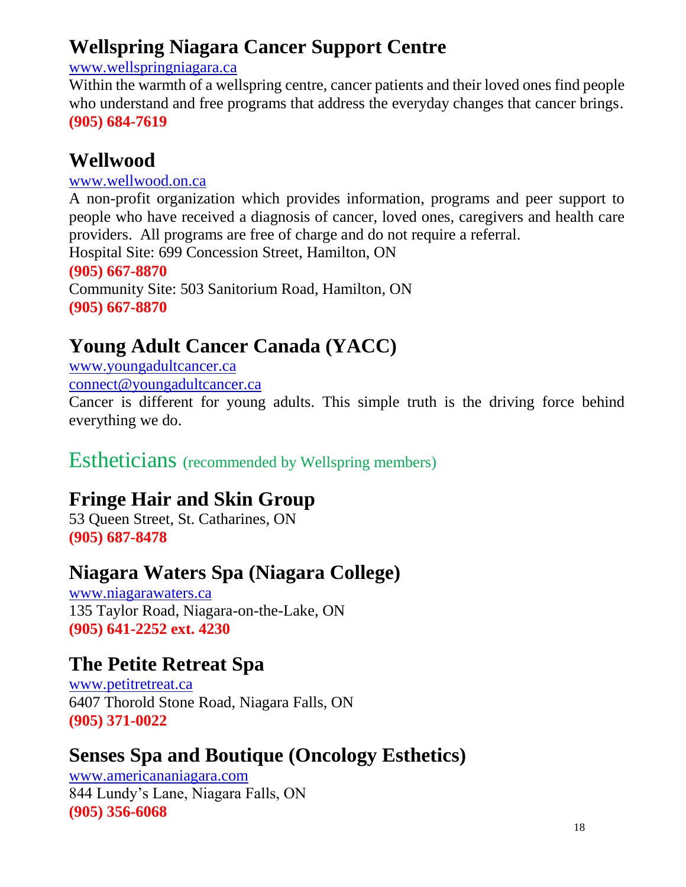## Wellspring Niagara Cancer Support Centre

www.wellspringniagara.ca

Within the warmth of a wellspring centre, cancer patients and their loved ones find people who understand and free programs that address the everyday changes that cancer brings.

**(905) 684-7619**

## Wellwood

www.wellwood.on.ca

A non-profit organization which provides information, programs and peer support to people who have received a diagnosis of cancer, loved ones, caregivers and health care providers. All programs are free of charge and do not require a referral.

Hospital Site: 699 Concession Street, Hamilton, ON

**(905) 667-8870**

Community Site: 503 Sanitorium Road, Hamilton, ON

**(905) 667-8870**

## Young Adult Cancer Canada (YACC)

www.youngadultcancer.ca

connect@youngadultcancer.ca

Cancer is different for young adults. This simple truth is the driving force behind everything we do.

# Estheticians (recommended by Wellspring members)

## Fringe Hair and Skin Group

53 Queen Street, St. Catharines, ON

**(905) 687-8478**

## Niagara Waters Spa (Niagara College)

www.niagarawaters.ca

135 Taylor Road, Niagara-on-the-Lake, ON

**(905) 641-2252 ext. 4230**

## The Petite Retreat Spa

www.petitretreat.ca

6407 Thorold Stone Road, Niagara Falls, ON

**(905) 371-0022**

## Senses Spa and Boutique (Oncology Esthetics)

www.americananiagara.com

844 Lundy's Lane, Niagara Falls, ON

**(905) 356-6068**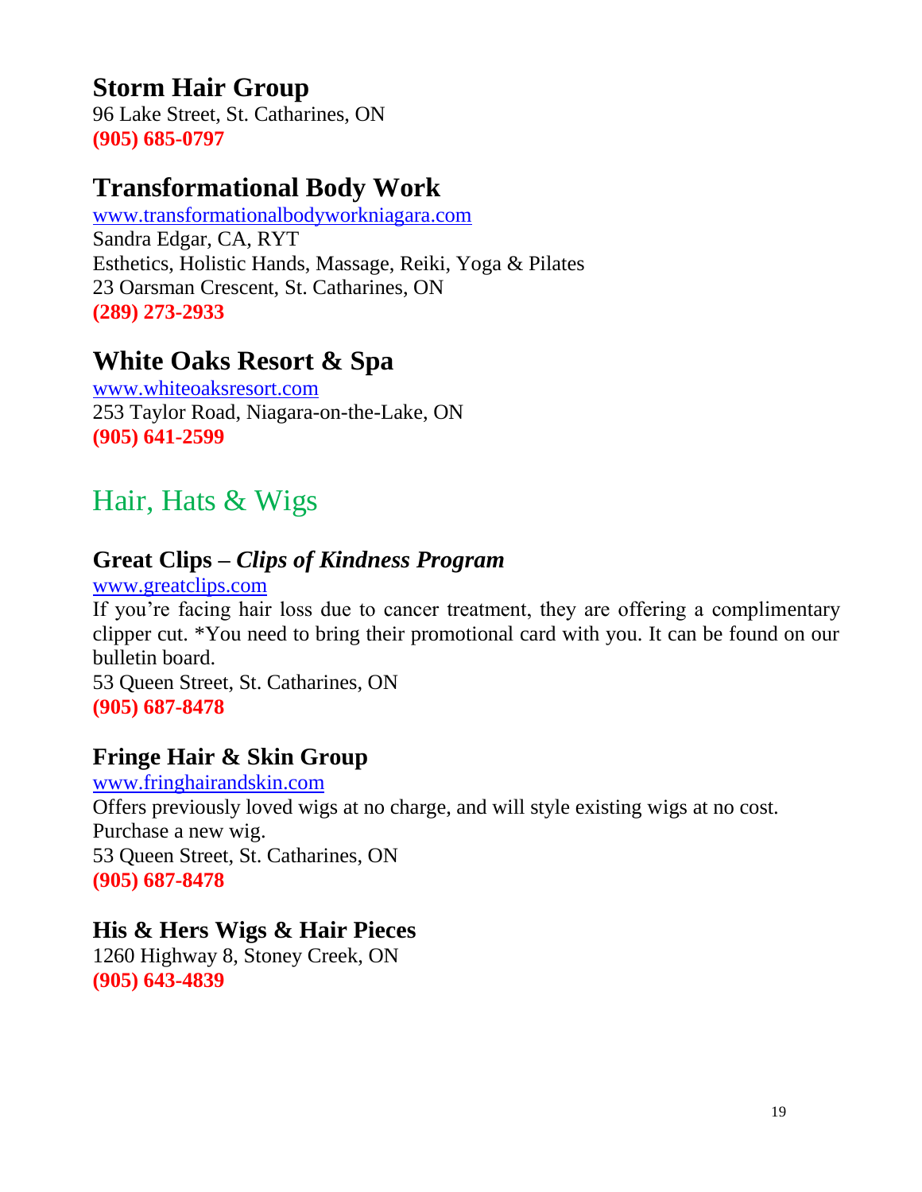### Storm Hair Group

96 Lake Street, St. Catharines, ON
**(905) 685-0797**

### Transformational Body Work

www.transformationalbodyworkniagara.com
Sandra Edgar, CA, RYT
Esthetics, Holistic Hands, Massage, Reiki, Yoga & Pilates
23 Oarsman Crescent, St. Catharines, ON
**(289) 273-2933**

### White Oaks Resort & Spa

www.whiteoaksresort.com
253 Taylor Road, Niagara-on-the-Lake, ON
**(905) 641-2599**

## Hair, Hats & Wigs

### Great Clips – *Clips of Kindness Program*

www.greatclips.com
If you're facing hair loss due to cancer treatment, they are offering a complimentary clipper cut. *You need to bring their promotional card with you. It can be found on our bulletin board.
53 Queen Street, St. Catharines, ON
**(905) 687-8478**

### Fringe Hair & Skin Group

www.fringhairandskin.com
Offers previously loved wigs at no charge, and will style existing wigs at no cost.
Purchase a new wig.
53 Queen Street, St. Catharines, ON
**(905) 687-8478**

### His & Hers Wigs & Hair Pieces

1260 Highway 8, Stoney Creek, ON
**(905) 643-4839**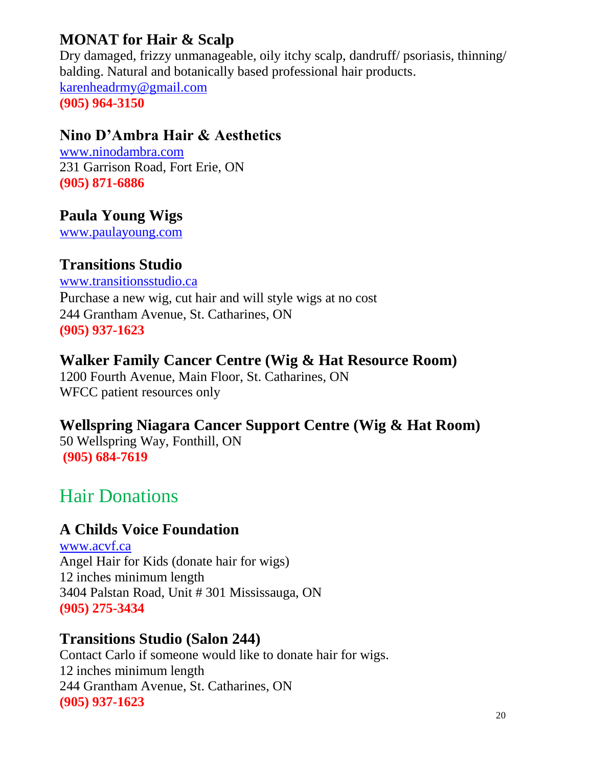### MONAT for Hair & Scalp

Dry damaged, frizzy unmanageable, oily itchy scalp, dandruff/ psoriasis, thinning/ balding. Natural and botanically based professional hair products.
karenheadrmy@gmail.com
**(905) 964-3150**

### Nino D'Ambra Hair & Aesthetics

www.ninodambra.com
231 Garrison Road, Fort Erie, ON
**(905) 871-6886**

### Paula Young Wigs

www.paulayoung.com

### Transitions Studio

www.transitionsstudio.ca
Purchase a new wig, cut hair and will style wigs at no cost
244 Grantham Avenue, St. Catharines, ON
**(905) 937-1623**

### Walker Family Cancer Centre (Wig & Hat Resource Room)

1200 Fourth Avenue, Main Floor, St. Catharines, ON
WFCC patient resources only

### Wellspring Niagara Cancer Support Centre (Wig & Hat Room)

50 Wellspring Way, Fonthill, ON
**(905) 684-7619**

## Hair Donations

### A Childs Voice Foundation

www.acvf.ca
Angel Hair for Kids (donate hair for wigs)
12 inches minimum length
3404 Palstan Road, Unit # 301 Mississauga, ON
**(905) 275-3434**

### Transitions Studio (Salon 244)

Contact Carlo if someone would like to donate hair for wigs.
12 inches minimum length
244 Grantham Avenue, St. Catharines, ON
**(905) 937-1623**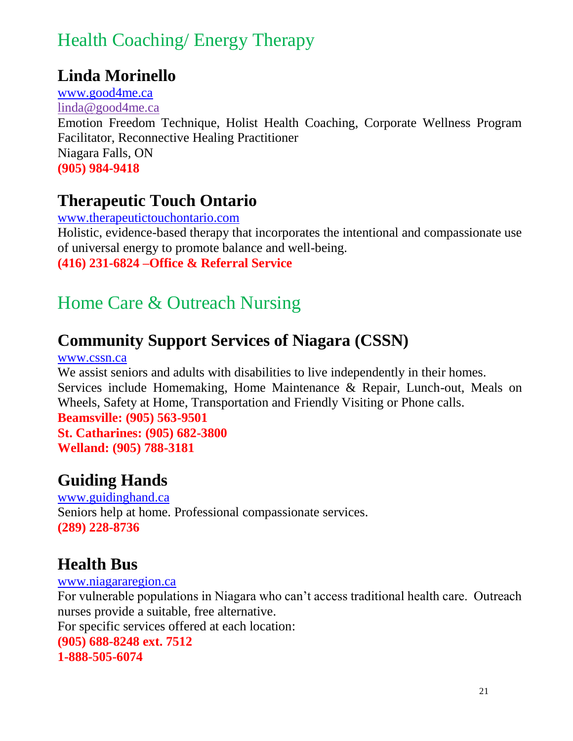# Health Coaching/ Energy Therapy

## Linda Morinello

www.good4me.ca
linda@good4me.ca
Emotion Freedom Technique, Holist Health Coaching, Corporate Wellness Program Facilitator, Reconnective Healing Practitioner
Niagara Falls, ON
**(905) 984-9418**

## Therapeutic Touch Ontario

www.therapeutictouchontario.com
Holistic, evidence-based therapy that incorporates the intentional and compassionate use of universal energy to promote balance and well-being.
**(416) 231-6824 –Office & Referral Service**

# Home Care & Outreach Nursing

## Community Support Services of Niagara (CSSN)

www.cssn.ca
We assist seniors and adults with disabilities to live independently in their homes. Services include Homemaking, Home Maintenance & Repair, Lunch-out, Meals on Wheels, Safety at Home, Transportation and Friendly Visiting or Phone calls.
**Beamsville: (905) 563-9501**
**St. Catharines: (905) 682-3800**
**Welland: (905) 788-3181**

## Guiding Hands

www.guidinghand.ca
Seniors help at home. Professional compassionate services.
**(289) 228-8736**

## Health Bus

www.niagararegion.ca
For vulnerable populations in Niagara who can't access traditional health care. Outreach nurses provide a suitable, free alternative.
For specific services offered at each location:
**(905) 688-8248 ext. 7512**
**1-888-505-6074**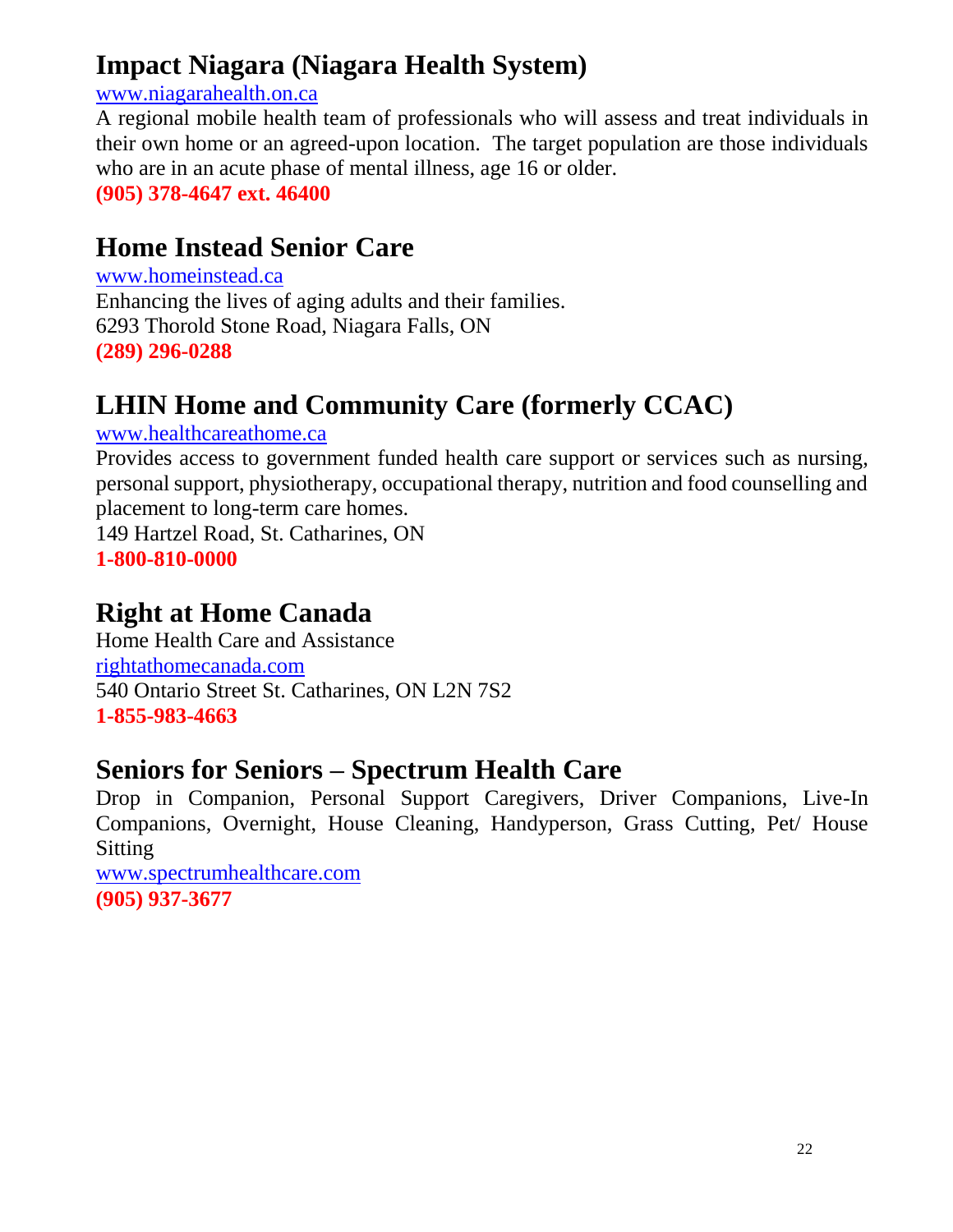## Impact Niagara (Niagara Health System)

www.niagarahealth.on.ca

A regional mobile health team of professionals who will assess and treat individuals in their own home or an agreed-upon location. The target population are those individuals who are in an acute phase of mental illness, age 16 or older.

**(905) 378-4647 ext. 46400**

## Home Instead Senior Care

www.homeinstead.ca

Enhancing the lives of aging adults and their families.
6293 Thorold Stone Road, Niagara Falls, ON

**(289) 296-0288**

## LHIN Home and Community Care (formerly CCAC)

www.healthcareathome.ca

Provides access to government funded health care support or services such as nursing, personal support, physiotherapy, occupational therapy, nutrition and food counselling and placement to long-term care homes.
149 Hartzel Road, St. Catharines, ON

**1-800-810-0000**

## Right at Home Canada

Home Health Care and Assistance
rightathomecanada.com
540 Ontario Street St. Catharines, ON L2N 7S2

**1-855-983-4663**

## Seniors for Seniors – Spectrum Health Care

Drop in Companion, Personal Support Caregivers, Driver Companions, Live-In Companions, Overnight, House Cleaning, Handyperson, Grass Cutting, Pet/ House Sitting

www.spectrumhealthcare.com

**(905) 937-3677**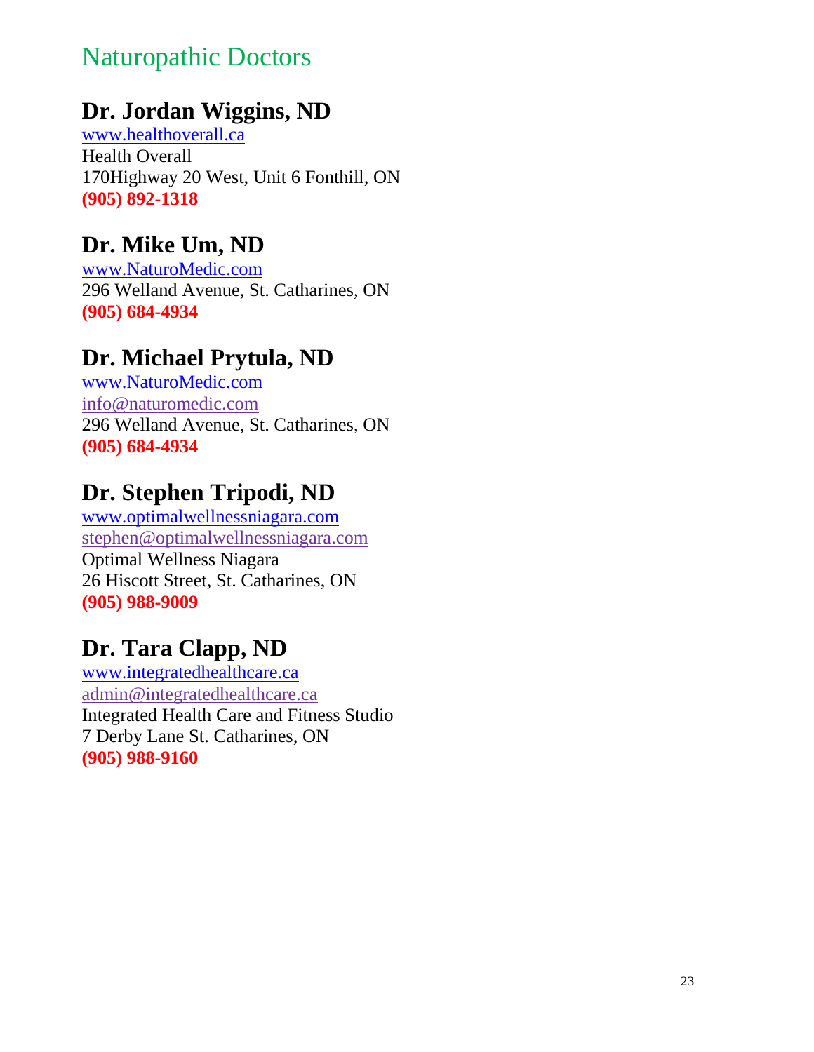# Naturopathic Doctors

## Dr. Jordan Wiggins, ND

www.healthoverall.ca
Health Overall
170Highway 20 West, Unit 6 Fonthill, ON
**(905) 892-1318**

## Dr. Mike Um, ND

www.NaturoMedic.com
296 Welland Avenue, St. Catharines, ON
**(905) 684-4934**

## Dr. Michael Prytula, ND

www.NaturoMedic.com
info@naturomedic.com
296 Welland Avenue, St. Catharines, ON
**(905) 684-4934**

## Dr. Stephen Tripodi, ND

www.optimalwellnessniagara.com
stephen@optimalwellnessniagara.com
Optimal Wellness Niagara
26 Hiscott Street, St. Catharines, ON
**(905) 988-9009**

## Dr. Tara Clapp, ND

www.integratedhealthcare.ca
admin@integratedhealthcare.ca
Integrated Health Care and Fitness Studio
7 Derby Lane St. Catharines, ON
**(905) 988-9160**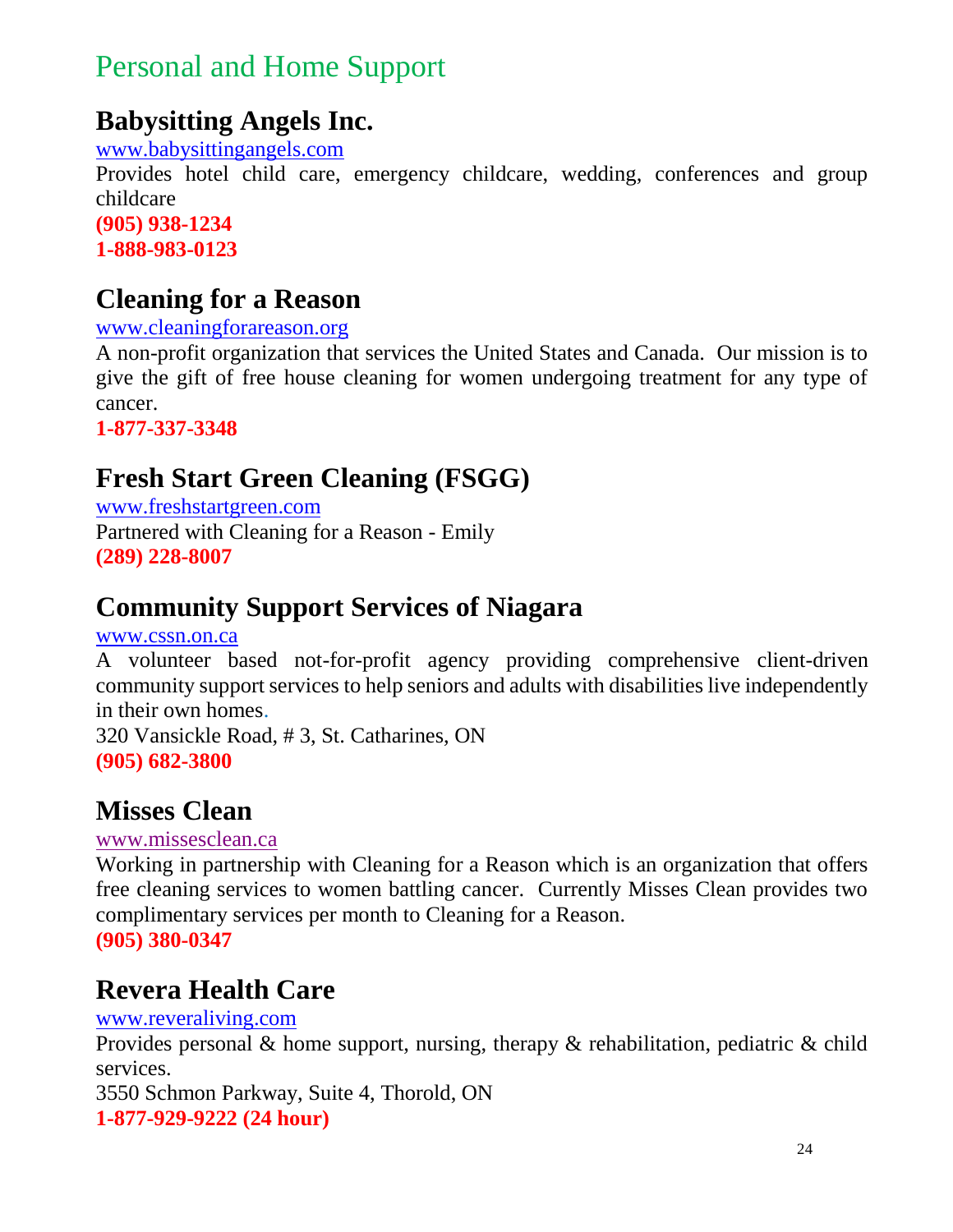# Personal and Home Support

## Babysitting Angels Inc.

www.babysittingangels.com

Provides hotel child care, emergency childcare, wedding, conferences and group childcare

**(905) 938-1234**

**1-888-983-0123**

## Cleaning for a Reason

www.cleaningforareason.org

A non-profit organization that services the United States and Canada. Our mission is to give the gift of free house cleaning for women undergoing treatment for any type of cancer.

**1-877-337-3348**

## Fresh Start Green Cleaning (FSGG)

www.freshstartgreen.com

Partnered with Cleaning for a Reason - Emily

**(289) 228-8007**

## Community Support Services of Niagara

www.cssn.on.ca

A volunteer based not-for-profit agency providing comprehensive client-driven community support services to help seniors and adults with disabilities live independently in their own homes.

320 Vansickle Road, # 3, St. Catharines, ON

**(905) 682-3800**

## Misses Clean

www.missesclean.ca

Working in partnership with Cleaning for a Reason which is an organization that offers free cleaning services to women battling cancer. Currently Misses Clean provides two complimentary services per month to Cleaning for a Reason.

**(905) 380-0347**

## Revera Health Care

www.reveraliving.com

Provides personal & home support, nursing, therapy & rehabilitation, pediatric & child services.

3550 Schmon Parkway, Suite 4, Thorold, ON

**1-877-929-9222 (24 hour)**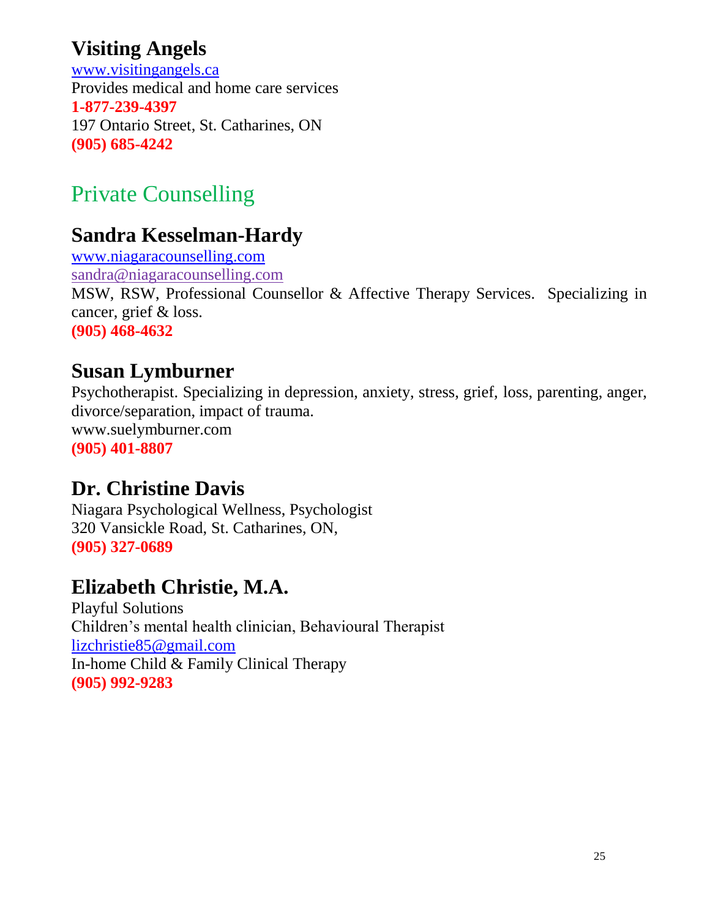## Visiting Angels

www.visitingangels.ca
Provides medical and home care services
**1-877-239-4397**
197 Ontario Street, St. Catharines, ON
**(905) 685-4242**

# Private Counselling

## Sandra Kesselman-Hardy

www.niagaracounselling.com
sandra@niagaracounselling.com
MSW, RSW, Professional Counsellor & Affective Therapy Services. Specializing in cancer, grief & loss.
**(905) 468-4632**

## Susan Lymburner

Psychotherapist. Specializing in depression, anxiety, stress, grief, loss, parenting, anger, divorce/separation, impact of trauma.
www.suelymburner.com
**(905) 401-8807**

## Dr. Christine Davis

Niagara Psychological Wellness, Psychologist
320 Vansickle Road, St. Catharines, ON,
**(905) 327-0689**

## Elizabeth Christie, M.A.

Playful Solutions
Children's mental health clinician, Behavioural Therapist
lizchristie85@gmail.com
In-home Child & Family Clinical Therapy
**(905) 992-9283**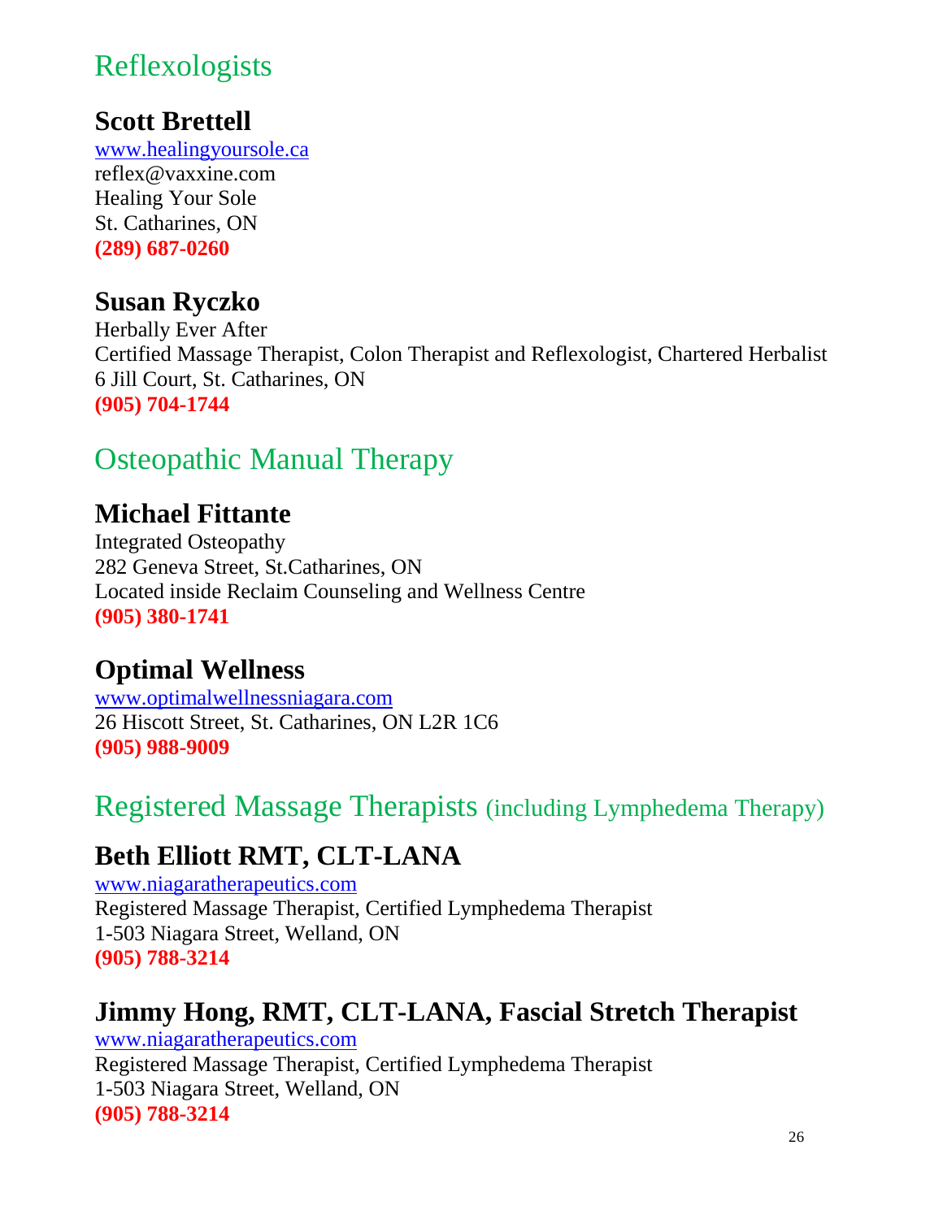## Reflexologists

### Scott Brettell

www.healingyoursole.ca
reflex@vaxxine.com
Healing Your Sole
St. Catharines, ON
**(289) 687-0260**

### Susan Ryczko

Herbally Ever After
Certified Massage Therapist, Colon Therapist and Reflexologist, Chartered Herbalist
6 Jill Court, St. Catharines, ON
**(905) 704-1744**

## Osteopathic Manual Therapy

### Michael Fittante

Integrated Osteopathy
282 Geneva Street, St.Catharines, ON
Located inside Reclaim Counseling and Wellness Centre
**(905) 380-1741**

### Optimal Wellness

www.optimalwellnessniagara.com
26 Hiscott Street, St. Catharines, ON L2R 1C6
**(905) 988-9009**

## Registered Massage Therapists (including Lymphedema Therapy)

### Beth Elliott RMT, CLT-LANA

www.niagaratherapeutics.com
Registered Massage Therapist, Certified Lymphedema Therapist
1-503 Niagara Street, Welland, ON
**(905) 788-3214**

### Jimmy Hong, RMT, CLT-LANA, Fascial Stretch Therapist

www.niagaratherapeutics.com
Registered Massage Therapist, Certified Lymphedema Therapist
1-503 Niagara Street, Welland, ON
**(905) 788-3214**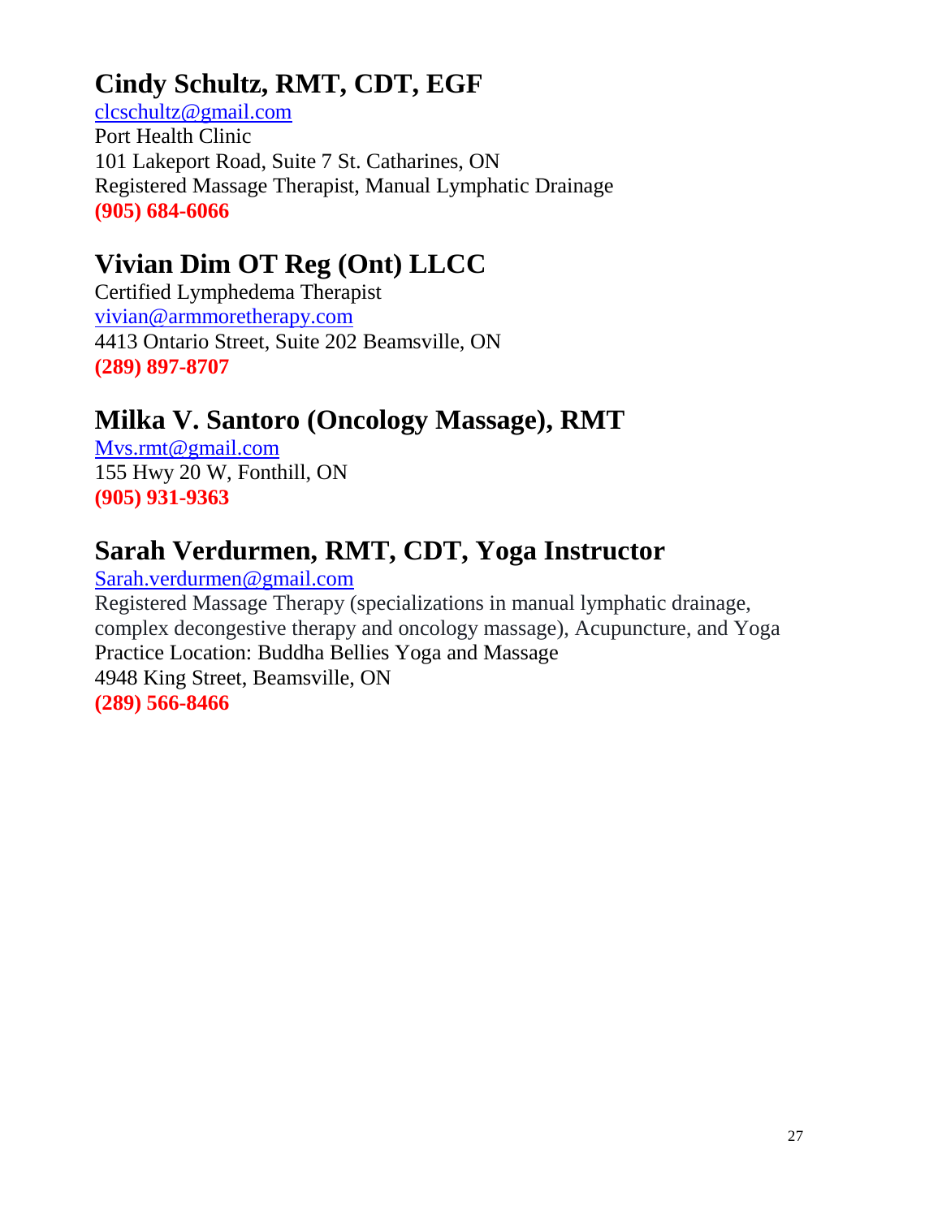## Cindy Schultz, RMT, CDT, EGF

clcschultz@gmail.com
Port Health Clinic
101 Lakeport Road, Suite 7 St. Catharines, ON
Registered Massage Therapist, Manual Lymphatic Drainage
**(905) 684-6066**

## Vivian Dim OT Reg (Ont) LLCC

Certified Lymphedema Therapist
vivian@armmoretherapy.com
4413 Ontario Street, Suite 202 Beamsville, ON
**(289) 897-8707**

## Milka V. Santoro (Oncology Massage), RMT

Mvs.rmt@gmail.com
155 Hwy 20 W, Fonthill, ON
**(905) 931-9363**

## Sarah Verdurmen, RMT, CDT, Yoga Instructor

Sarah.verdurmen@gmail.com
Registered Massage Therapy (specializations in manual lymphatic drainage, complex decongestive therapy and oncology massage), Acupuncture, and Yoga
Practice Location: Buddha Bellies Yoga and Massage
4948 King Street, Beamsville, ON
**(289) 566-8466**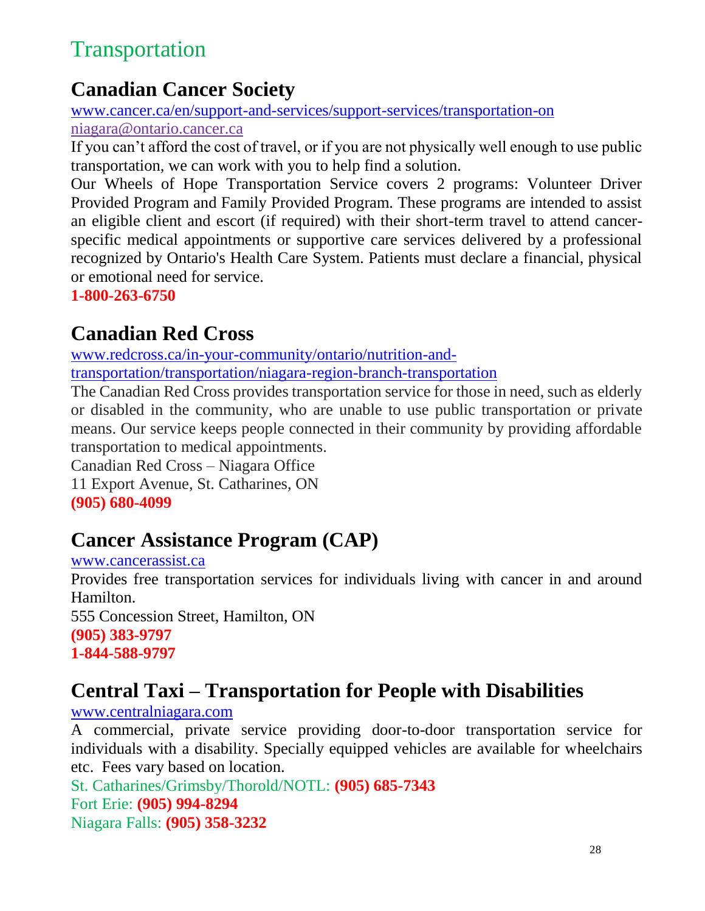# Transportation

## Canadian Cancer Society

www.cancer.ca/en/support-and-services/support-services/transportation-on
niagara@ontario.cancer.ca

If you can't afford the cost of travel, or if you are not physically well enough to use public transportation, we can work with you to help find a solution.

Our Wheels of Hope Transportation Service covers 2 programs: Volunteer Driver Provided Program and Family Provided Program. These programs are intended to assist an eligible client and escort (if required) with their short-term travel to attend cancer-specific medical appointments or supportive care services delivered by a professional recognized by Ontario's Health Care System. Patients must declare a financial, physical or emotional need for service.

**1-800-263-6750**

## Canadian Red Cross

www.redcross.ca/in-your-community/ontario/nutrition-and-transportation/transportation/niagara-region-branch-transportation

The Canadian Red Cross provides transportation service for those in need, such as elderly or disabled in the community, who are unable to use public transportation or private means. Our service keeps people connected in their community by providing affordable transportation to medical appointments.

Canadian Red Cross – Niagara Office
11 Export Avenue, St. Catharines, ON
**(905) 680-4099**

## Cancer Assistance Program (CAP)

www.cancerassist.ca

Provides free transportation services for individuals living with cancer in and around Hamilton.

555 Concession Street, Hamilton, ON
**(905) 383-9797**
**1-844-588-9797**

## Central Taxi – Transportation for People with Disabilities

www.centralniagara.com

A commercial, private service providing door-to-door transportation service for individuals with a disability. Specially equipped vehicles are available for wheelchairs etc. Fees vary based on location.

St. Catharines/Grimsby/Thorold/NOTL: **(905) 685-7343**
Fort Erie: **(905) 994-8294**
Niagara Falls: **(905) 358-3232**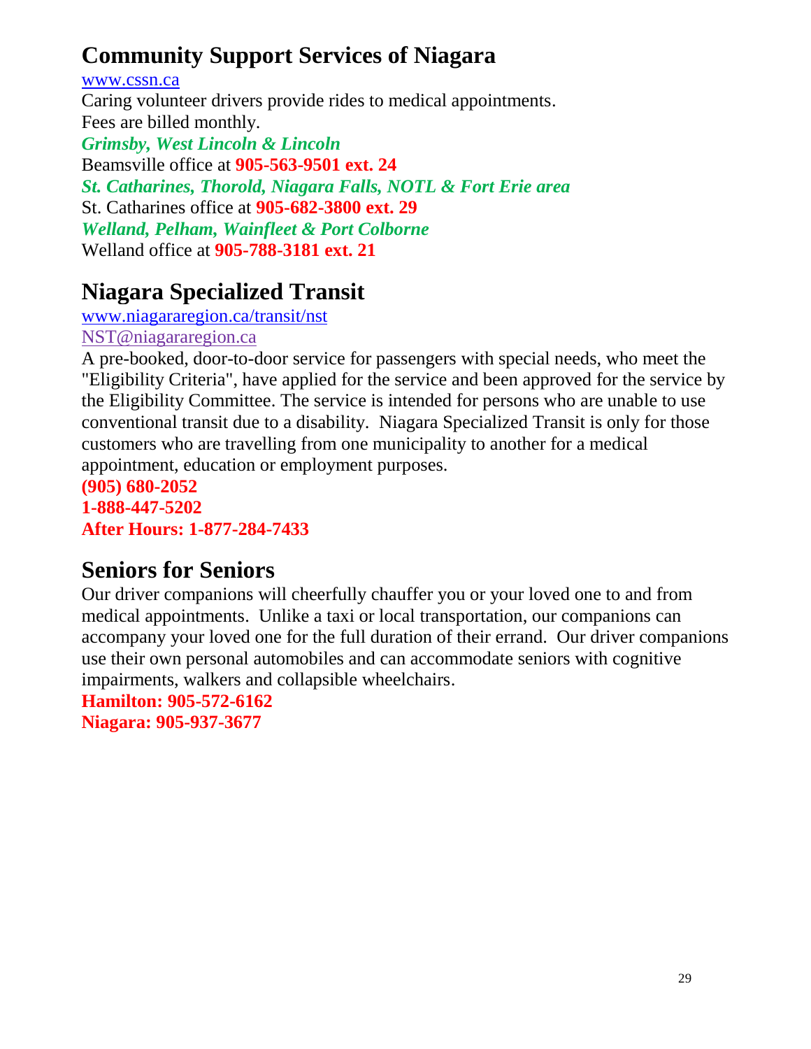## Community Support Services of Niagara

www.cssn.ca

Caring volunteer drivers provide rides to medical appointments.
Fees are billed monthly.

***Grimsby, West Lincoln & Lincoln***

Beamsville office at **905-563-9501 ext. 24**

***St. Catharines, Thorold, Niagara Falls, NOTL & Fort Erie area***

St. Catharines office at **905-682-3800 ext. 29**

***Welland, Pelham, Wainfleet & Port Colborne***

Welland office at **905-788-3181 ext. 21**

## Niagara Specialized Transit

www.niagararegion.ca/transit/nst

NST@niagararegion.ca

A pre-booked, door-to-door service for passengers with special needs, who meet the "Eligibility Criteria", have applied for the service and been approved for the service by the Eligibility Committee. The service is intended for persons who are unable to use conventional transit due to a disability. Niagara Specialized Transit is only for those customers who are travelling from one municipality to another for a medical appointment, education or employment purposes.

**(905) 680-2052**
**1-888-447-5202**
**After Hours: 1-877-284-7433**

## Seniors for Seniors

Our driver companions will cheerfully chauffer you or your loved one to and from medical appointments. Unlike a taxi or local transportation, our companions can accompany your loved one for the full duration of their errand. Our driver companions use their own personal automobiles and can accommodate seniors with cognitive impairments, walkers and collapsible wheelchairs.

**Hamilton: 905-572-6162**
**Niagara: 905-937-3677**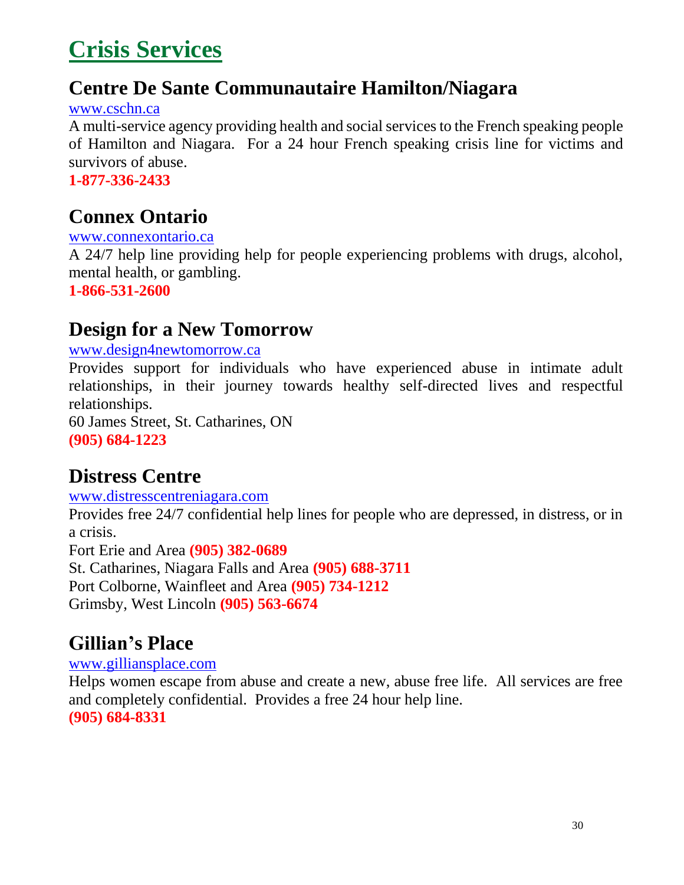# Crisis Services

## Centre De Sante Communautaire Hamilton/Niagara

www.cschn.ca

A multi-service agency providing health and social services to the French speaking people of Hamilton and Niagara. For a 24 hour French speaking crisis line for victims and survivors of abuse.

**1-877-336-2433**

## Connex Ontario

www.connexontario.ca

A 24/7 help line providing help for people experiencing problems with drugs, alcohol, mental health, or gambling.

**1-866-531-2600**

## Design for a New Tomorrow

www.design4newtomorrow.ca

Provides support for individuals who have experienced abuse in intimate adult relationships, in their journey towards healthy self-directed lives and respectful relationships.

60 James Street, St. Catharines, ON

**(905) 684-1223**

## Distress Centre

www.distresscentreniagara.com

Provides free 24/7 confidential help lines for people who are depressed, in distress, or in a crisis.

Fort Erie and Area **(905) 382-0689**

St. Catharines, Niagara Falls and Area **(905) 688-3711**

Port Colborne, Wainfleet and Area **(905) 734-1212**

Grimsby, West Lincoln **(905) 563-6674**

## Gillian's Place

www.gilliansplace.com

Helps women escape from abuse and create a new, abuse free life. All services are free and completely confidential. Provides a free 24 hour help line.

**(905) 684-8331**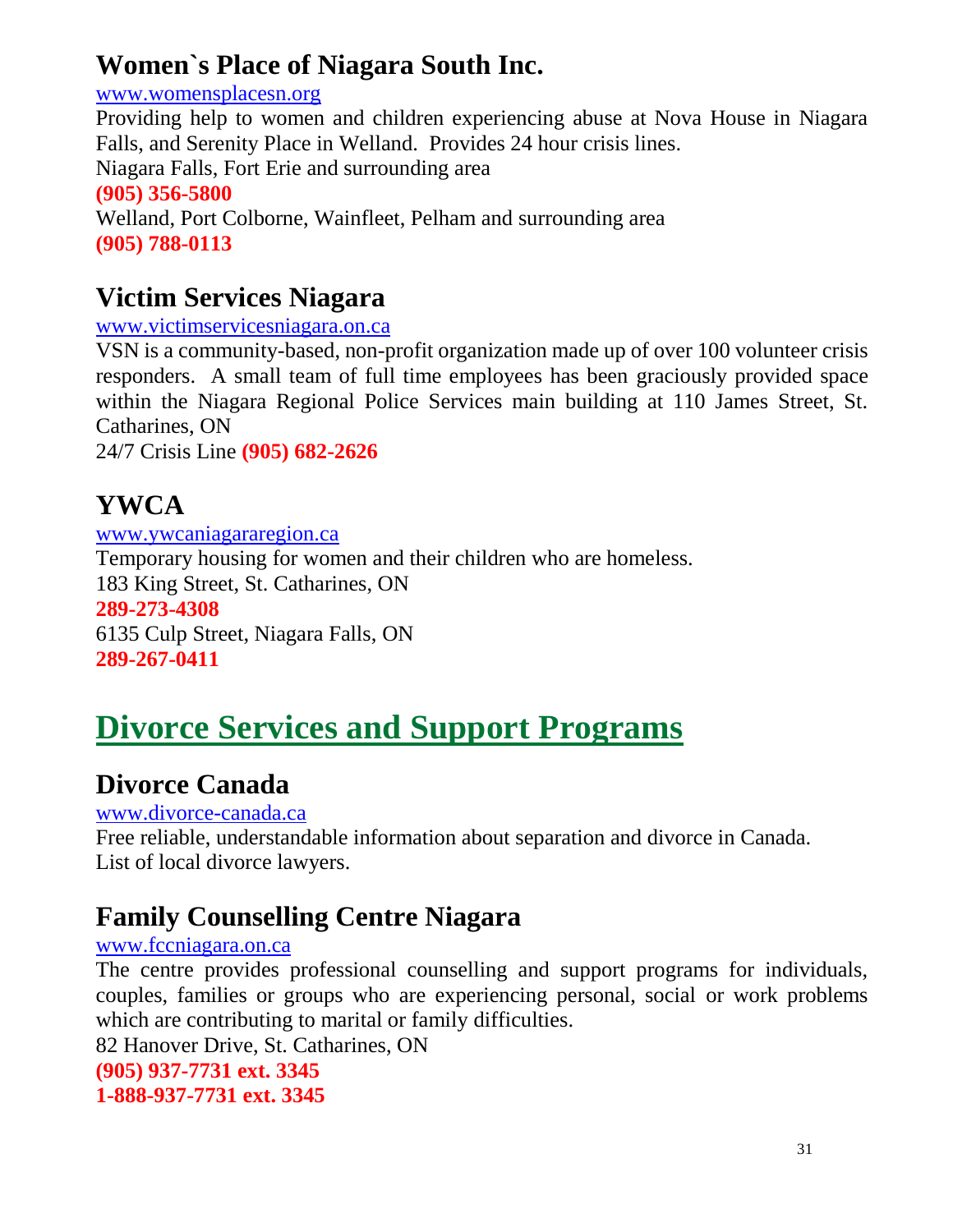## Women`s Place of Niagara South Inc.

www.womensplacesn.org

Providing help to women and children experiencing abuse at Nova House in Niagara Falls, and Serenity Place in Welland. Provides 24 hour crisis lines.

Niagara Falls, Fort Erie and surrounding area

**(905) 356-5800**

Welland, Port Colborne, Wainfleet, Pelham and surrounding area

**(905) 788-0113**

## Victim Services Niagara

www.victimservicesniagara.on.ca

VSN is a community-based, non-profit organization made up of over 100 volunteer crisis responders. A small team of full time employees has been graciously provided space within the Niagara Regional Police Services main building at 110 James Street, St. Catharines, ON

24/7 Crisis Line **(905) 682-2626**

## YWCA

www.ywcaniagararegion.ca

Temporary housing for women and their children who are homeless.

183 King Street, St. Catharines, ON

**289-273-4308**

6135 Culp Street, Niagara Falls, ON

**289-267-0411**

# Divorce Services and Support Programs

## Divorce Canada

www.divorce-canada.ca

Free reliable, understandable information about separation and divorce in Canada.
List of local divorce lawyers.

## Family Counselling Centre Niagara

www.fccniagara.on.ca

The centre provides professional counselling and support programs for individuals, couples, families or groups who are experiencing personal, social or work problems which are contributing to marital or family difficulties.

82 Hanover Drive, St. Catharines, ON

**(905) 937-7731 ext. 3345**

**1-888-937-7731 ext. 3345**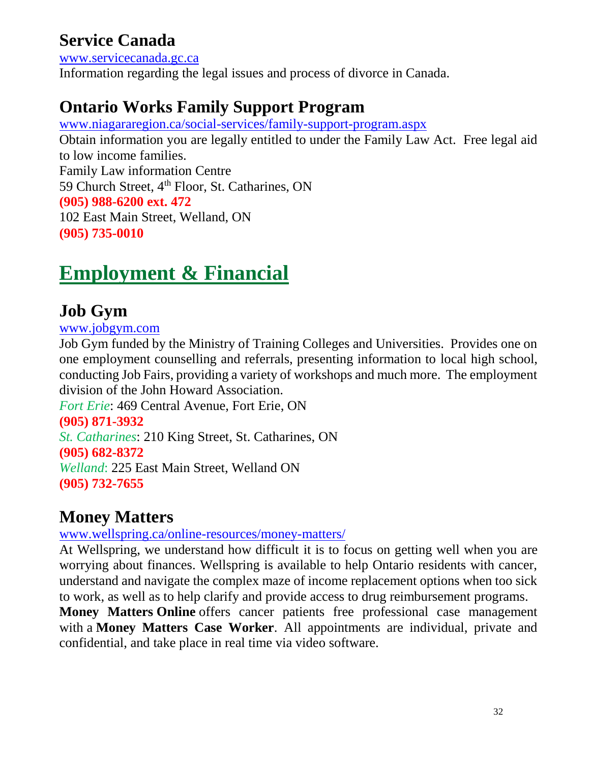## Service Canada

www.servicecanada.gc.ca
Information regarding the legal issues and process of divorce in Canada.

## Ontario Works Family Support Program

www.niagararegion.ca/social-services/family-support-program.aspx
Obtain information you are legally entitled to under the Family Law Act. Free legal aid to low income families.
Family Law information Centre
59 Church Street, 4th Floor, St. Catharines, ON
**(905) 988-6200 ext. 472**
102 East Main Street, Welland, ON
**(905) 735-0010**

# Employment & Financial

## Job Gym

www.jobgym.com
Job Gym funded by the Ministry of Training Colleges and Universities. Provides one on one employment counselling and referrals, presenting information to local high school, conducting Job Fairs, providing a variety of workshops and much more. The employment division of the John Howard Association.
*Fort Erie*: 469 Central Avenue, Fort Erie, ON
**(905) 871-3932**
*St. Catharines*: 210 King Street, St. Catharines, ON
**(905) 682-8372**
*Welland*: 225 East Main Street, Welland ON
**(905) 732-7655**

## Money Matters

www.wellspring.ca/online-resources/money-matters/
At Wellspring, we understand how difficult it is to focus on getting well when you are worrying about finances. Wellspring is available to help Ontario residents with cancer, understand and navigate the complex maze of income replacement options when too sick to work, as well as to help clarify and provide access to drug reimbursement programs.
**Money Matters Online** offers cancer patients free professional case management with a **Money Matters Case Worker**. All appointments are individual, private and confidential, and take place in real time via video software.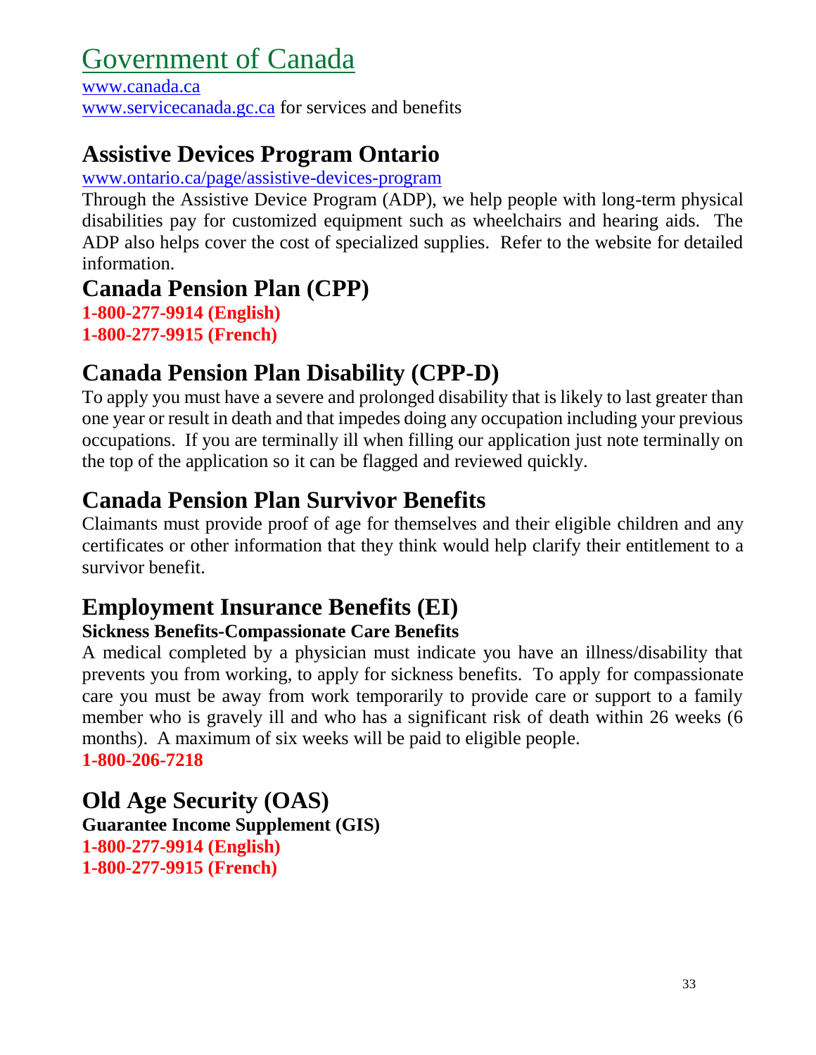# Government of Canada

www.canada.ca
www.servicecanada.gc.ca for services and benefits

## Assistive Devices Program Ontario

www.ontario.ca/page/assistive-devices-program
Through the Assistive Device Program (ADP), we help people with long-term physical disabilities pay for customized equipment such as wheelchairs and hearing aids. The ADP also helps cover the cost of specialized supplies. Refer to the website for detailed information.

## Canada Pension Plan (CPP)

**1-800-277-9914 (English)**
**1-800-277-9915 (French)**

## Canada Pension Plan Disability (CPP-D)

To apply you must have a severe and prolonged disability that is likely to last greater than one year or result in death and that impedes doing any occupation including your previous occupations. If you are terminally ill when filling our application just note terminally on the top of the application so it can be flagged and reviewed quickly.

## Canada Pension Plan Survivor Benefits

Claimants must provide proof of age for themselves and their eligible children and any certificates or other information that they think would help clarify their entitlement to a survivor benefit.

## Employment Insurance Benefits (EI)

**Sickness Benefits-Compassionate Care Benefits**

A medical completed by a physician must indicate you have an illness/disability that prevents you from working, to apply for sickness benefits. To apply for compassionate care you must be away from work temporarily to provide care or support to a family member who is gravely ill and who has a significant risk of death within 26 weeks (6 months). A maximum of six weeks will be paid to eligible people.
**1-800-206-7218**

## Old Age Security (OAS)

**Guarantee Income Supplement (GIS)**
**1-800-277-9914 (English)**
**1-800-277-9915 (French)**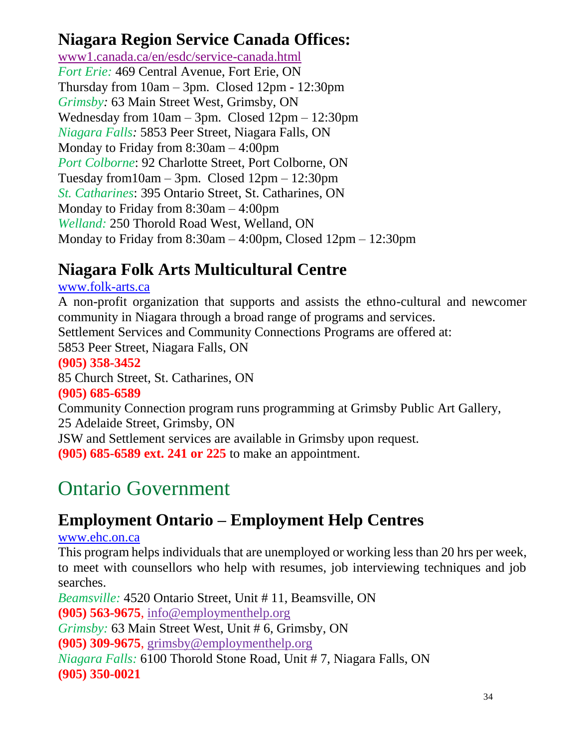## Niagara Region Service Canada Offices:

www1.canada.ca/en/esdc/service-canada.html

*Fort Erie:* 469 Central Avenue, Fort Erie, ON
Thursday from 10am – 3pm. Closed 12pm - 12:30pm

*Grimsby:* 63 Main Street West, Grimsby, ON
Wednesday from 10am – 3pm. Closed 12pm – 12:30pm

*Niagara Falls:* 5853 Peer Street, Niagara Falls, ON
Monday to Friday from 8:30am – 4:00pm

*Port Colborne*: 92 Charlotte Street, Port Colborne, ON
Tuesday from10am – 3pm. Closed 12pm – 12:30pm

*St. Catharines*: 395 Ontario Street, St. Catharines, ON
Monday to Friday from 8:30am – 4:00pm

*Welland:* 250 Thorold Road West, Welland, ON
Monday to Friday from 8:30am – 4:00pm, Closed 12pm – 12:30pm

## Niagara Folk Arts Multicultural Centre

www.folk-arts.ca

A non-profit organization that supports and assists the ethno-cultural and newcomer community in Niagara through a broad range of programs and services.

Settlement Services and Community Connections Programs are offered at:

5853 Peer Street, Niagara Falls, ON
**(905) 358-3452**

85 Church Street, St. Catharines, ON
**(905) 685-6589**

Community Connection program runs programming at Grimsby Public Art Gallery,
25 Adelaide Street, Grimsby, ON

JSW and Settlement services are available in Grimsby upon request.
**(905) 685-6589 ext. 241 or 225** to make an appointment.

# Ontario Government

## Employment Ontario – Employment Help Centres

www.ehc.on.ca

This program helps individuals that are unemployed or working less than 20 hrs per week, to meet with counsellors who help with resumes, job interviewing techniques and job searches.

*Beamsville:* 4520 Ontario Street, Unit # 11, Beamsville, ON
**(905) 563-9675**, info@employmenthelp.org

*Grimsby:* 63 Main Street West, Unit # 6, Grimsby, ON
**(905) 309-9675**, grimsby@employmenthelp.org

*Niagara Falls:* 6100 Thorold Stone Road, Unit # 7, Niagara Falls, ON
**(905) 350-0021**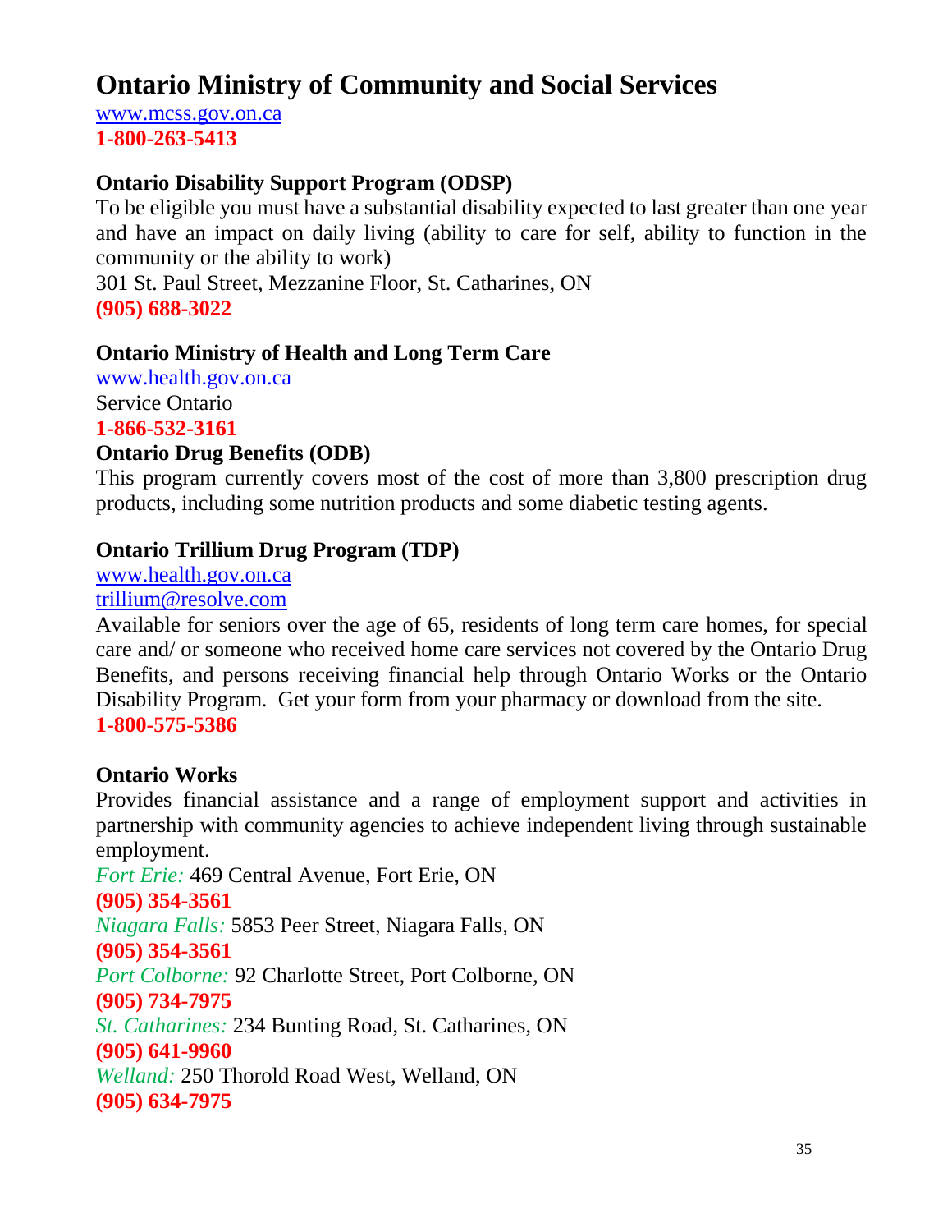# Ontario Ministry of Community and Social Services

www.mcss.gov.on.ca

**1-800-263-5413**

### Ontario Disability Support Program (ODSP)

To be eligible you must have a substantial disability expected to last greater than one year and have an impact on daily living (ability to care for self, ability to function in the community or the ability to work)

301 St. Paul Street, Mezzanine Floor, St. Catharines, ON

**(905) 688-3022**

### Ontario Ministry of Health and Long Term Care

www.health.gov.on.ca

Service Ontario

**1-866-532-3161**

### Ontario Drug Benefits (ODB)

This program currently covers most of the cost of more than 3,800 prescription drug products, including some nutrition products and some diabetic testing agents.

### Ontario Trillium Drug Program (TDP)

www.health.gov.on.ca

trillium@resolve.com

Available for seniors over the age of 65, residents of long term care homes, for special care and/ or someone who received home care services not covered by the Ontario Drug Benefits, and persons receiving financial help through Ontario Works or the Ontario Disability Program. Get your form from your pharmacy or download from the site.

**1-800-575-5386**

### Ontario Works

Provides financial assistance and a range of employment support and activities in partnership with community agencies to achieve independent living through sustainable employment.

*Fort Erie:* 469 Central Avenue, Fort Erie, ON

**(905) 354-3561**

*Niagara Falls:* 5853 Peer Street, Niagara Falls, ON

**(905) 354-3561**

*Port Colborne:* 92 Charlotte Street, Port Colborne, ON

**(905) 734-7975**

*St. Catharines:* 234 Bunting Road, St. Catharines, ON

**(905) 641-9960**

*Welland:* 250 Thorold Road West, Welland, ON

**(905) 634-7975**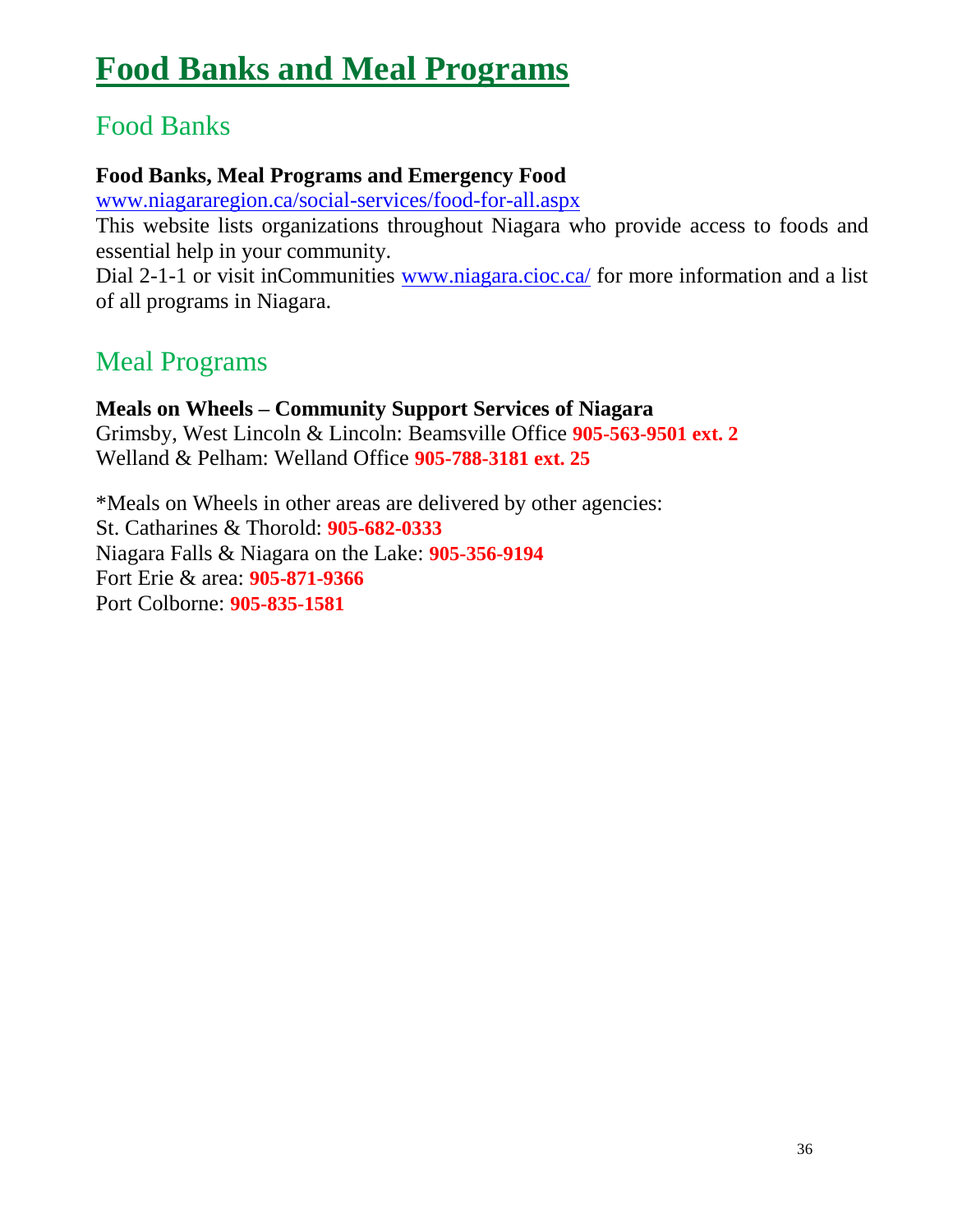# Food Banks and Meal Programs

## Food Banks

**Food Banks, Meal Programs and Emergency Food**
www.niagararegion.ca/social-services/food-for-all.aspx
This website lists organizations throughout Niagara who provide access to foods and essential help in your community.
Dial 2-1-1 or visit inCommunities www.niagara.cioc.ca/ for more information and a list of all programs in Niagara.

## Meal Programs

**Meals on Wheels – Community Support Services of Niagara**
Grimsby, West Lincoln & Lincoln: Beamsville Office **905-563-9501 ext. 2**
Welland & Pelham: Welland Office **905-788-3181 ext. 25**

*Meals on Wheels in other areas are delivered by other agencies:
St. Catharines & Thorold: **905-682-0333**
Niagara Falls & Niagara on the Lake: **905-356-9194**
Fort Erie & area: **905-871-9366**
Port Colborne: **905-835-1581**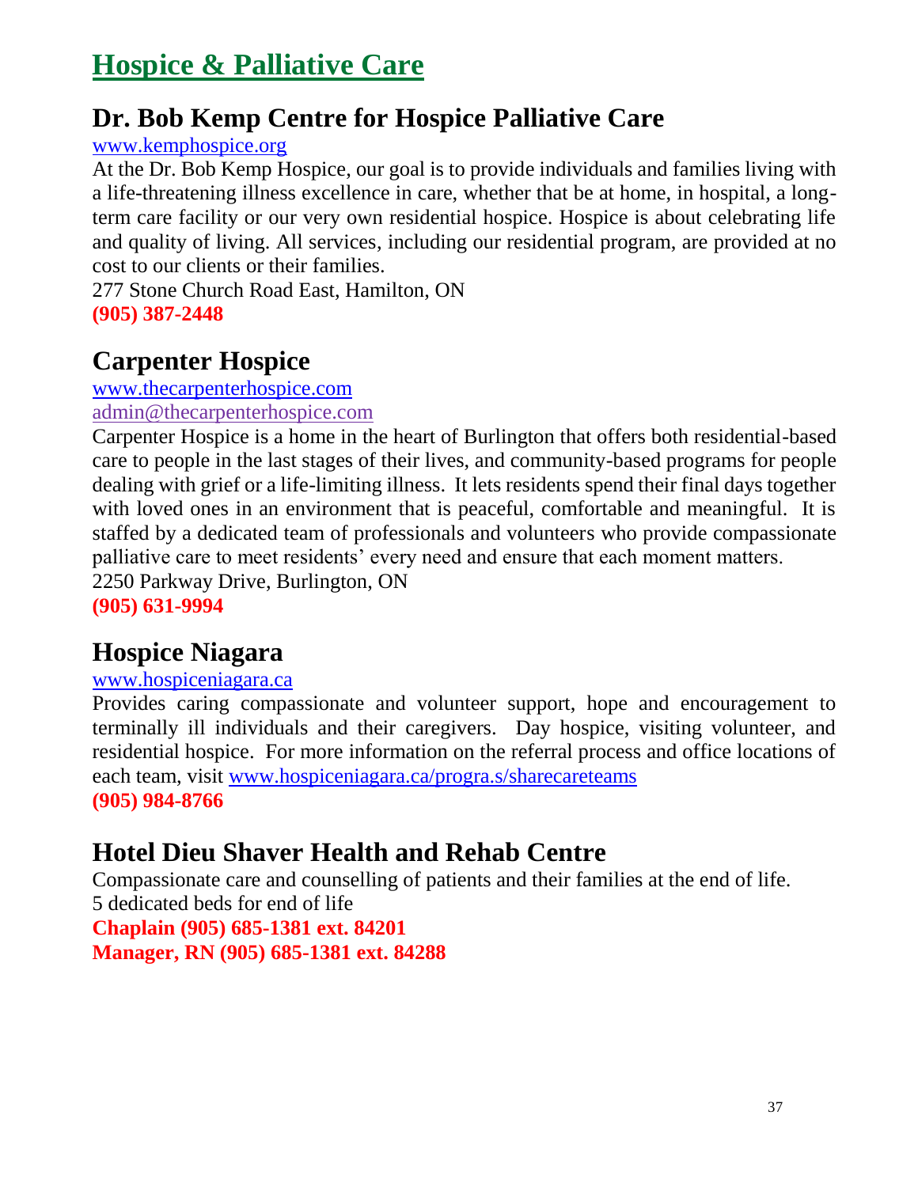# Hospice & Palliative Care

## Dr. Bob Kemp Centre for Hospice Palliative Care

www.kemphospice.org

At the Dr. Bob Kemp Hospice, our goal is to provide individuals and families living with a life-threatening illness excellence in care, whether that be at home, in hospital, a long-term care facility or our very own residential hospice. Hospice is about celebrating life and quality of living. All services, including our residential program, are provided at no cost to our clients or their families.

277 Stone Church Road East, Hamilton, ON

**(905) 387-2448**

## Carpenter Hospice

www.thecarpenterhospice.com

admin@thecarpenterhospice.com

Carpenter Hospice is a home in the heart of Burlington that offers both residential-based care to people in the last stages of their lives, and community-based programs for people dealing with grief or a life-limiting illness. It lets residents spend their final days together with loved ones in an environment that is peaceful, comfortable and meaningful. It is staffed by a dedicated team of professionals and volunteers who provide compassionate palliative care to meet residents' every need and ensure that each moment matters.

2250 Parkway Drive, Burlington, ON

**(905) 631-9994**

## Hospice Niagara

www.hospiceniagara.ca

Provides caring compassionate and volunteer support, hope and encouragement to terminally ill individuals and their caregivers. Day hospice, visiting volunteer, and residential hospice. For more information on the referral process and office locations of each team, visit www.hospiceniagara.ca/progra.s/sharecareteams

**(905) 984-8766**

## Hotel Dieu Shaver Health and Rehab Centre

Compassionate care and counselling of patients and their families at the end of life.

5 dedicated beds for end of life

**Chaplain (905) 685-1381 ext. 84201**

**Manager, RN (905) 685-1381 ext. 84288**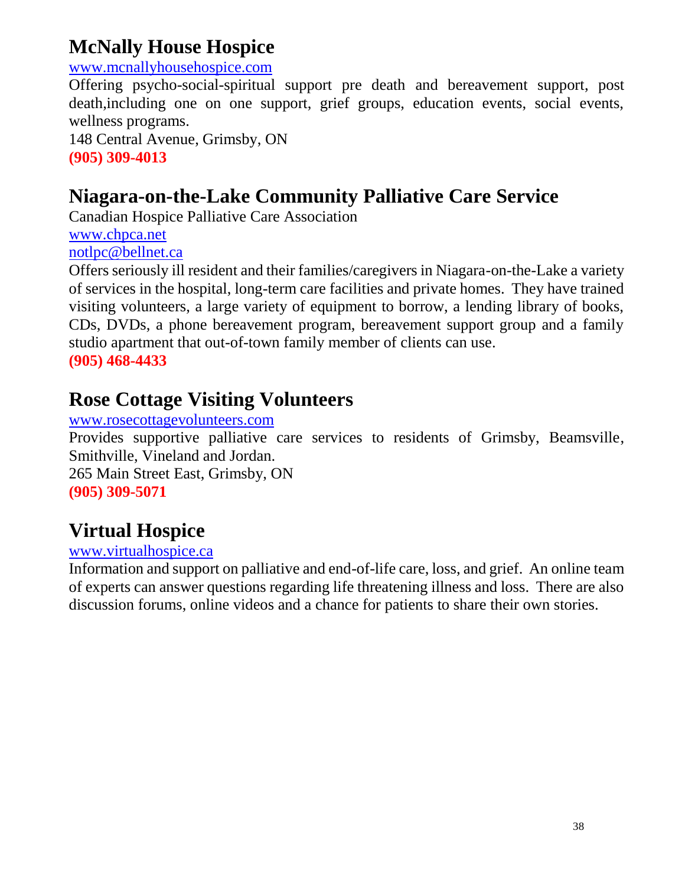## McNally House Hospice

www.mcnallyhousehospice.com

Offering psycho-social-spiritual support pre death and bereavement support, post death,including one on one support, grief groups, education events, social events, wellness programs.

148 Central Avenue, Grimsby, ON

**(905) 309-4013**

## Niagara-on-the-Lake Community Palliative Care Service

Canadian Hospice Palliative Care Association

www.chpca.net

notlpc@bellnet.ca

Offers seriously ill resident and their families/caregivers in Niagara-on-the-Lake a variety of services in the hospital, long-term care facilities and private homes. They have trained visiting volunteers, a large variety of equipment to borrow, a lending library of books, CDs, DVDs, a phone bereavement program, bereavement support group and a family studio apartment that out-of-town family member of clients can use.

**(905) 468-4433**

## Rose Cottage Visiting Volunteers

www.rosecottagevolunteers.com

Provides supportive palliative care services to residents of Grimsby, Beamsville, Smithville, Vineland and Jordan.

265 Main Street East, Grimsby, ON

**(905) 309-5071**

## Virtual Hospice

www.virtualhospice.ca

Information and support on palliative and end-of-life care, loss, and grief. An online team of experts can answer questions regarding life threatening illness and loss. There are also discussion forums, online videos and a chance for patients to share their own stories.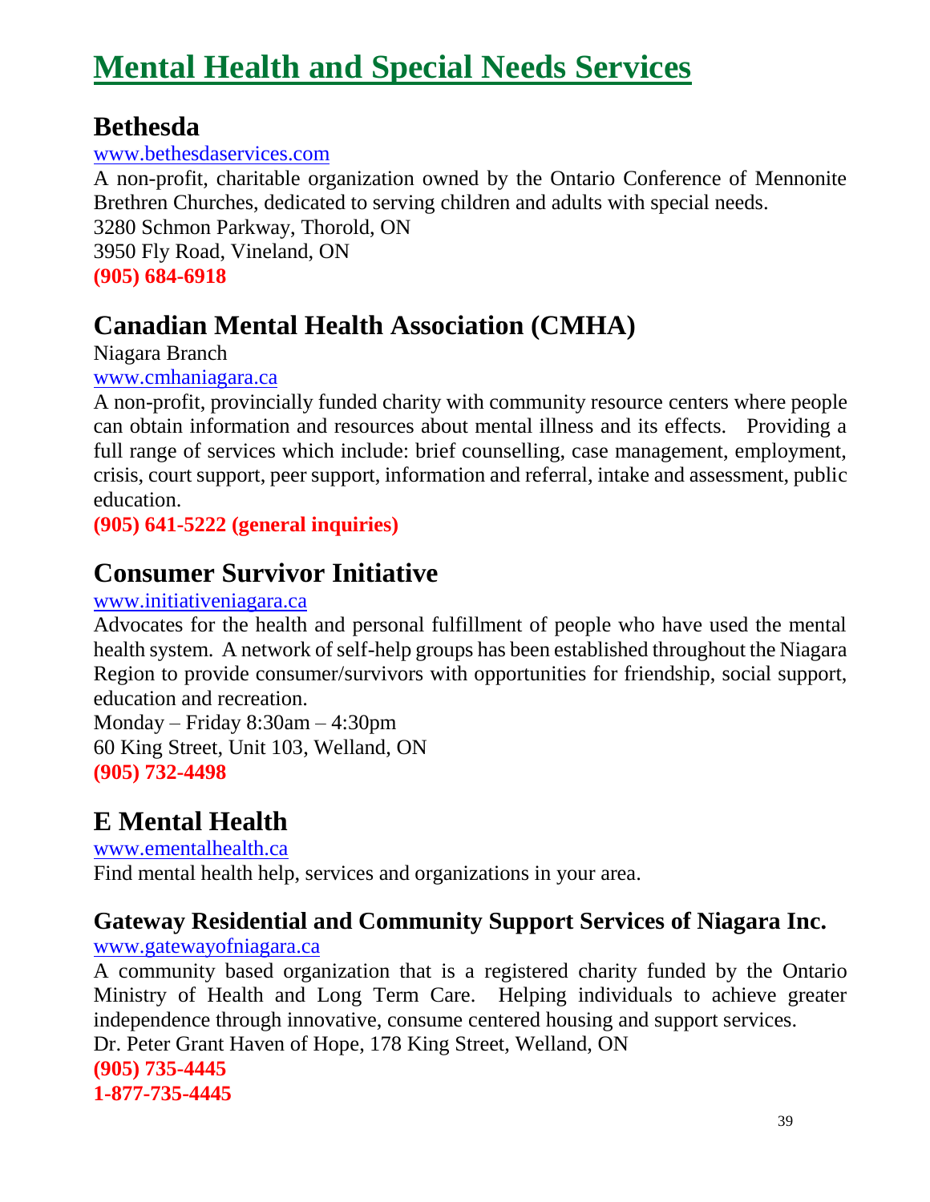# Mental Health and Special Needs Services

## Bethesda

www.bethesdaservices.com

A non-profit, charitable organization owned by the Ontario Conference of Mennonite Brethren Churches, dedicated to serving children and adults with special needs.
3280 Schmon Parkway, Thorold, ON
3950 Fly Road, Vineland, ON
**(905) 684-6918**

## Canadian Mental Health Association (CMHA)

Niagara Branch
www.cmhaniagara.ca

A non-profit, provincially funded charity with community resource centers where people can obtain information and resources about mental illness and its effects. Providing a full range of services which include: brief counselling, case management, employment, crisis, court support, peer support, information and referral, intake and assessment, public education.
**(905) 641-5222 (general inquiries)**

## Consumer Survivor Initiative

www.initiativeniagara.ca

Advocates for the health and personal fulfillment of people who have used the mental health system. A network of self-help groups has been established throughout the Niagara Region to provide consumer/survivors with opportunities for friendship, social support, education and recreation.
Monday – Friday 8:30am – 4:30pm
60 King Street, Unit 103, Welland, ON
**(905) 732-4498**

## E Mental Health

www.ementalhealth.ca

Find mental health help, services and organizations in your area.

### Gateway Residential and Community Support Services of Niagara Inc.

www.gatewayofniagara.ca

A community based organization that is a registered charity funded by the Ontario Ministry of Health and Long Term Care. Helping individuals to achieve greater independence through innovative, consume centered housing and support services.
Dr. Peter Grant Haven of Hope, 178 King Street, Welland, ON
**(905) 735-4445**
**1-877-735-4445**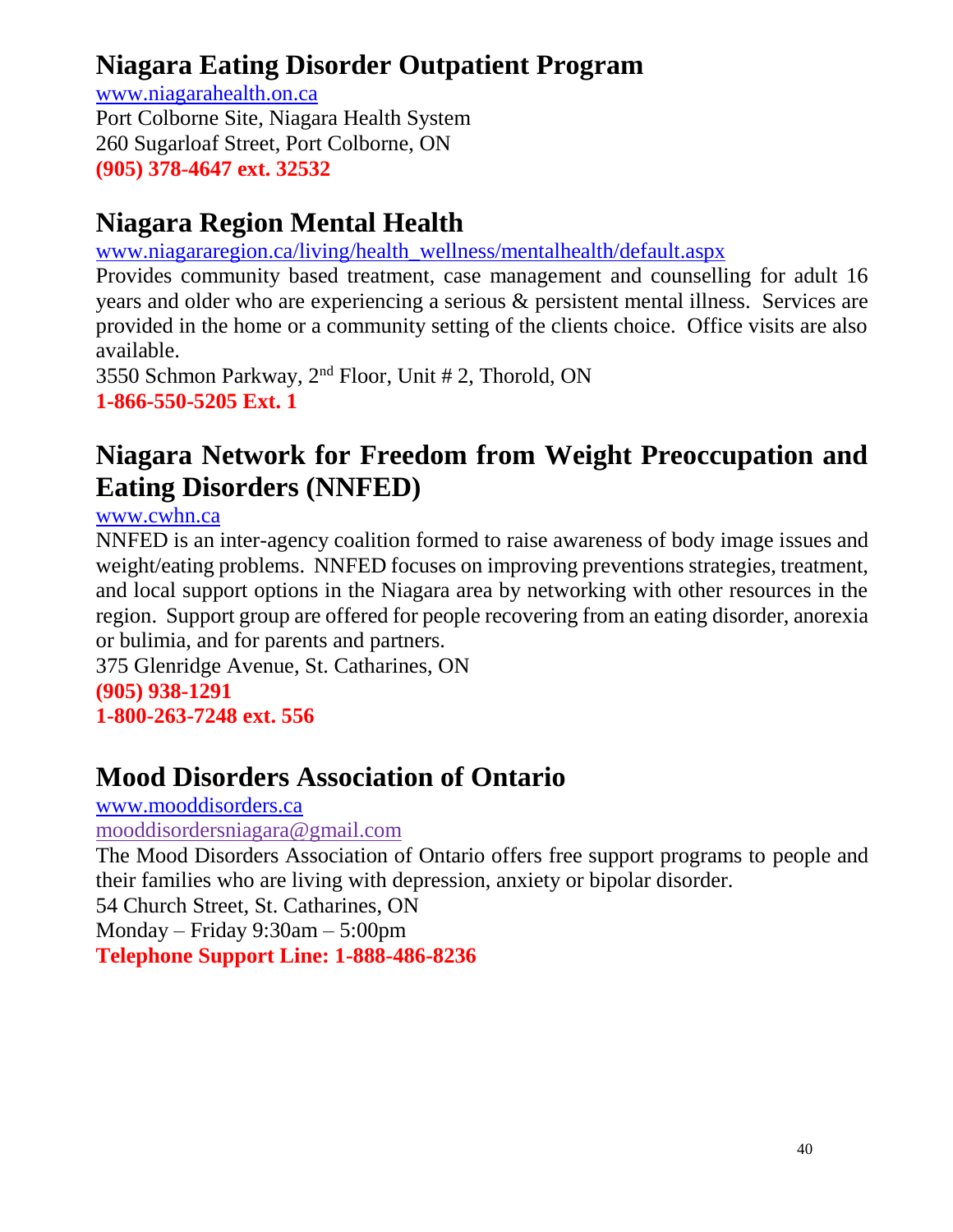## Niagara Eating Disorder Outpatient Program

www.niagarahealth.on.ca
Port Colborne Site, Niagara Health System
260 Sugarloaf Street, Port Colborne, ON
**(905) 378-4647 ext. 32532**

## Niagara Region Mental Health

www.niagararegion.ca/living/health_wellness/mentalhealth/default.aspx
Provides community based treatment, case management and counselling for adult 16 years and older who are experiencing a serious & persistent mental illness. Services are provided in the home or a community setting of the clients choice. Office visits are also available.
3550 Schmon Parkway, 2nd Floor, Unit # 2, Thorold, ON
**1-866-550-5205 Ext. 1**

## Niagara Network for Freedom from Weight Preoccupation and Eating Disorders (NNFED)

www.cwhn.ca
NNFED is an inter-agency coalition formed to raise awareness of body image issues and weight/eating problems. NNFED focuses on improving preventions strategies, treatment, and local support options in the Niagara area by networking with other resources in the region. Support group are offered for people recovering from an eating disorder, anorexia or bulimia, and for parents and partners.
375 Glenridge Avenue, St. Catharines, ON
**(905) 938-1291**
**1-800-263-7248 ext. 556**

## Mood Disorders Association of Ontario

www.mooddisorders.ca
mooddisordersniagara@gmail.com
The Mood Disorders Association of Ontario offers free support programs to people and their families who are living with depression, anxiety or bipolar disorder.
54 Church Street, St. Catharines, ON
Monday – Friday 9:30am – 5:00pm
**Telephone Support Line: 1-888-486-8236**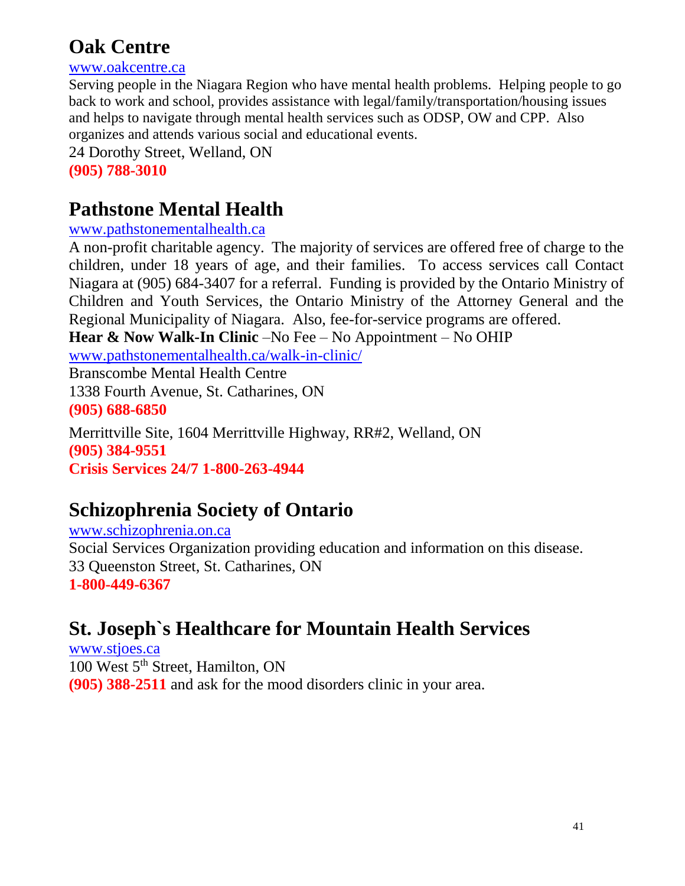## Oak Centre

www.oakcentre.ca

Serving people in the Niagara Region who have mental health problems. Helping people to go back to work and school, provides assistance with legal/family/transportation/housing issues and helps to navigate through mental health services such as ODSP, OW and CPP. Also organizes and attends various social and educational events.

24 Dorothy Street, Welland, ON

**(905) 788-3010**

## Pathstone Mental Health

www.pathstonementalhealth.ca

A non-profit charitable agency. The majority of services are offered free of charge to the children, under 18 years of age, and their families. To access services call Contact Niagara at (905) 684-3407 for a referral. Funding is provided by the Ontario Ministry of Children and Youth Services, the Ontario Ministry of the Attorney General and the Regional Municipality of Niagara. Also, fee-for-service programs are offered.

**Hear & Now Walk-In Clinic** –No Fee – No Appointment – No OHIP

www.pathstonementalhealth.ca/walk-in-clinic/

Branscombe Mental Health Centre

1338 Fourth Avenue, St. Catharines, ON

**(905) 688-6850**

Merrittville Site, 1604 Merrittville Highway, RR#2, Welland, ON

**(905) 384-9551**

**Crisis Services 24/7 1-800-263-4944**

## Schizophrenia Society of Ontario

www.schizophrenia.on.ca

Social Services Organization providing education and information on this disease.

33 Queenston Street, St. Catharines, ON

**1-800-449-6367**

## St. Joseph`s Healthcare for Mountain Health Services

www.stjoes.ca

100 West 5th Street, Hamilton, ON

**(905) 388-2511** and ask for the mood disorders clinic in your area.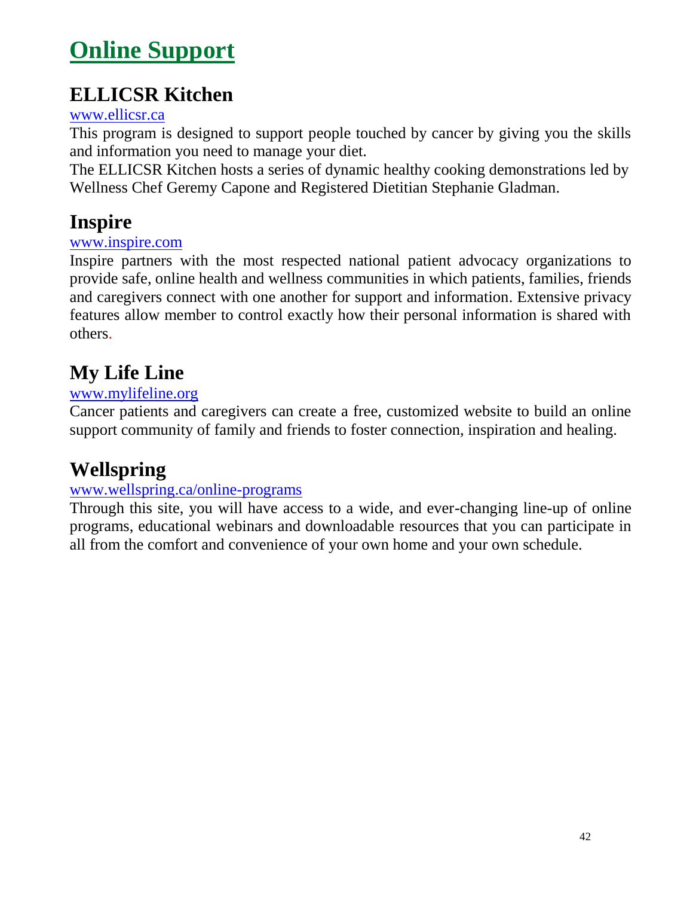# Online Support

## ELLICSR Kitchen

www.ellicsr.ca

This program is designed to support people touched by cancer by giving you the skills and information you need to manage your diet.

The ELLICSR Kitchen hosts a series of dynamic healthy cooking demonstrations led by Wellness Chef Geremy Capone and Registered Dietitian Stephanie Gladman.

## Inspire

www.inspire.com

Inspire partners with the most respected national patient advocacy organizations to provide safe, online health and wellness communities in which patients, families, friends and caregivers connect with one another for support and information. Extensive privacy features allow member to control exactly how their personal information is shared with others.

## My Life Line

www.mylifeline.org

Cancer patients and caregivers can create a free, customized website to build an online support community of family and friends to foster connection, inspiration and healing.

## Wellspring

www.wellspring.ca/online-programs

Through this site, you will have access to a wide, and ever-changing line-up of online programs, educational webinars and downloadable resources that you can participate in all from the comfort and convenience of your own home and your own schedule.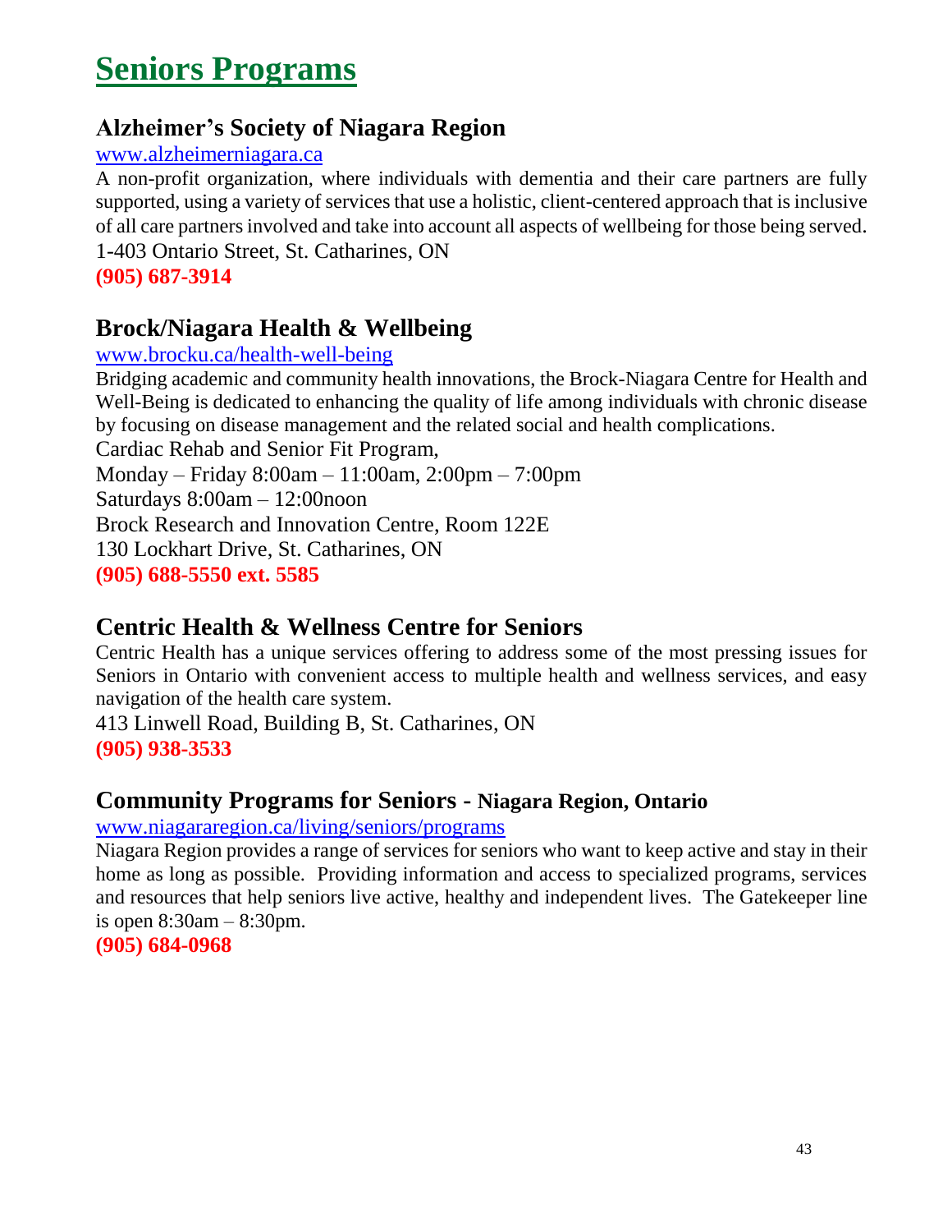# Seniors Programs

## Alzheimer's Society of Niagara Region

www.alzheimerniagara.ca

A non-profit organization, where individuals with dementia and their care partners are fully supported, using a variety of services that use a holistic, client-centered approach that is inclusive of all care partners involved and take into account all aspects of wellbeing for those being served.
1-403 Ontario Street, St. Catharines, ON
**(905) 687-3914**

## Brock/Niagara Health & Wellbeing

www.brocku.ca/health-well-being

Bridging academic and community health innovations, the Brock-Niagara Centre for Health and Well-Being is dedicated to enhancing the quality of life among individuals with chronic disease by focusing on disease management and the related social and health complications.
Cardiac Rehab and Senior Fit Program,
Monday – Friday 8:00am – 11:00am, 2:00pm – 7:00pm
Saturdays 8:00am – 12:00noon
Brock Research and Innovation Centre, Room 122E
130 Lockhart Drive, St. Catharines, ON
**(905) 688-5550 ext. 5585**

## Centric Health & Wellness Centre for Seniors

Centric Health has a unique services offering to address some of the most pressing issues for Seniors in Ontario with convenient access to multiple health and wellness services, and easy navigation of the health care system.
413 Linwell Road, Building B, St. Catharines, ON
**(905) 938-3533**

## Community Programs for Seniors - Niagara Region, Ontario

www.niagararegion.ca/living/seniors/programs

Niagara Region provides a range of services for seniors who want to keep active and stay in their home as long as possible. Providing information and access to specialized programs, services and resources that help seniors live active, healthy and independent lives. The Gatekeeper line is open 8:30am – 8:30pm.
**(905) 684-0968**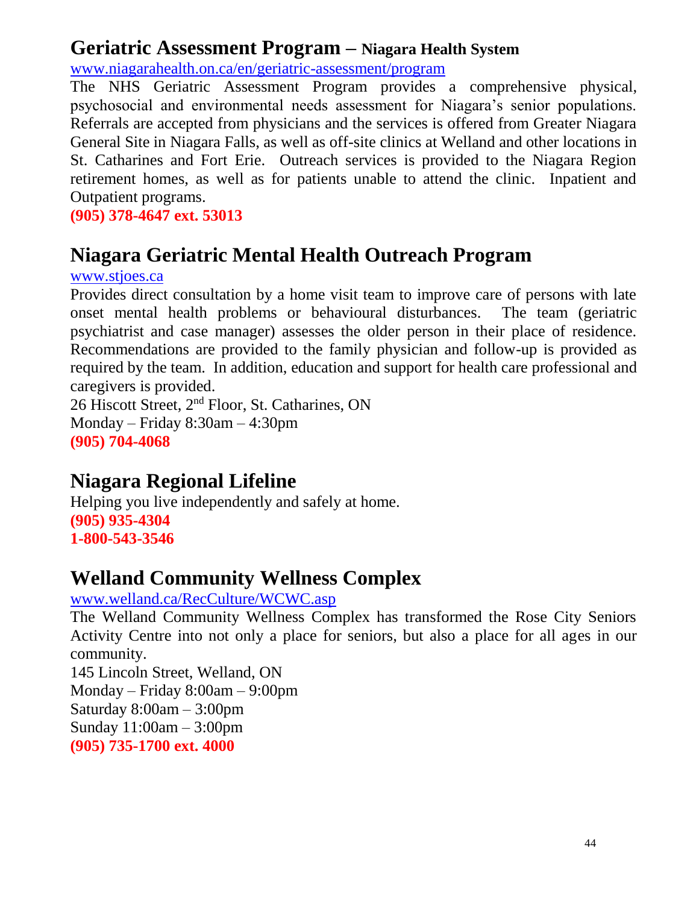## Geriatric Assessment Program – Niagara Health System

www.niagarahealth.on.ca/en/geriatric-assessment/program

The NHS Geriatric Assessment Program provides a comprehensive physical, psychosocial and environmental needs assessment for Niagara's senior populations. Referrals are accepted from physicians and the services is offered from Greater Niagara General Site in Niagara Falls, as well as off-site clinics at Welland and other locations in St. Catharines and Fort Erie. Outreach services is provided to the Niagara Region retirement homes, as well as for patients unable to attend the clinic. Inpatient and Outpatient programs.

**(905) 378-4647 ext. 53013**

## Niagara Geriatric Mental Health Outreach Program

www.stjoes.ca

Provides direct consultation by a home visit team to improve care of persons with late onset mental health problems or behavioural disturbances. The team (geriatric psychiatrist and case manager) assesses the older person in their place of residence. Recommendations are provided to the family physician and follow-up is provided as required by the team. In addition, education and support for health care professional and caregivers is provided.

26 Hiscott Street, 2nd Floor, St. Catharines, ON
Monday – Friday 8:30am – 4:30pm
**(905) 704-4068**

## Niagara Regional Lifeline

Helping you live independently and safely at home.

**(905) 935-4304**
**1-800-543-3546**

## Welland Community Wellness Complex

www.welland.ca/RecCulture/WCWC.asp

The Welland Community Wellness Complex has transformed the Rose City Seniors Activity Centre into not only a place for seniors, but also a place for all ages in our community.

145 Lincoln Street, Welland, ON
Monday – Friday 8:00am – 9:00pm
Saturday 8:00am – 3:00pm
Sunday 11:00am – 3:00pm
**(905) 735-1700 ext. 4000**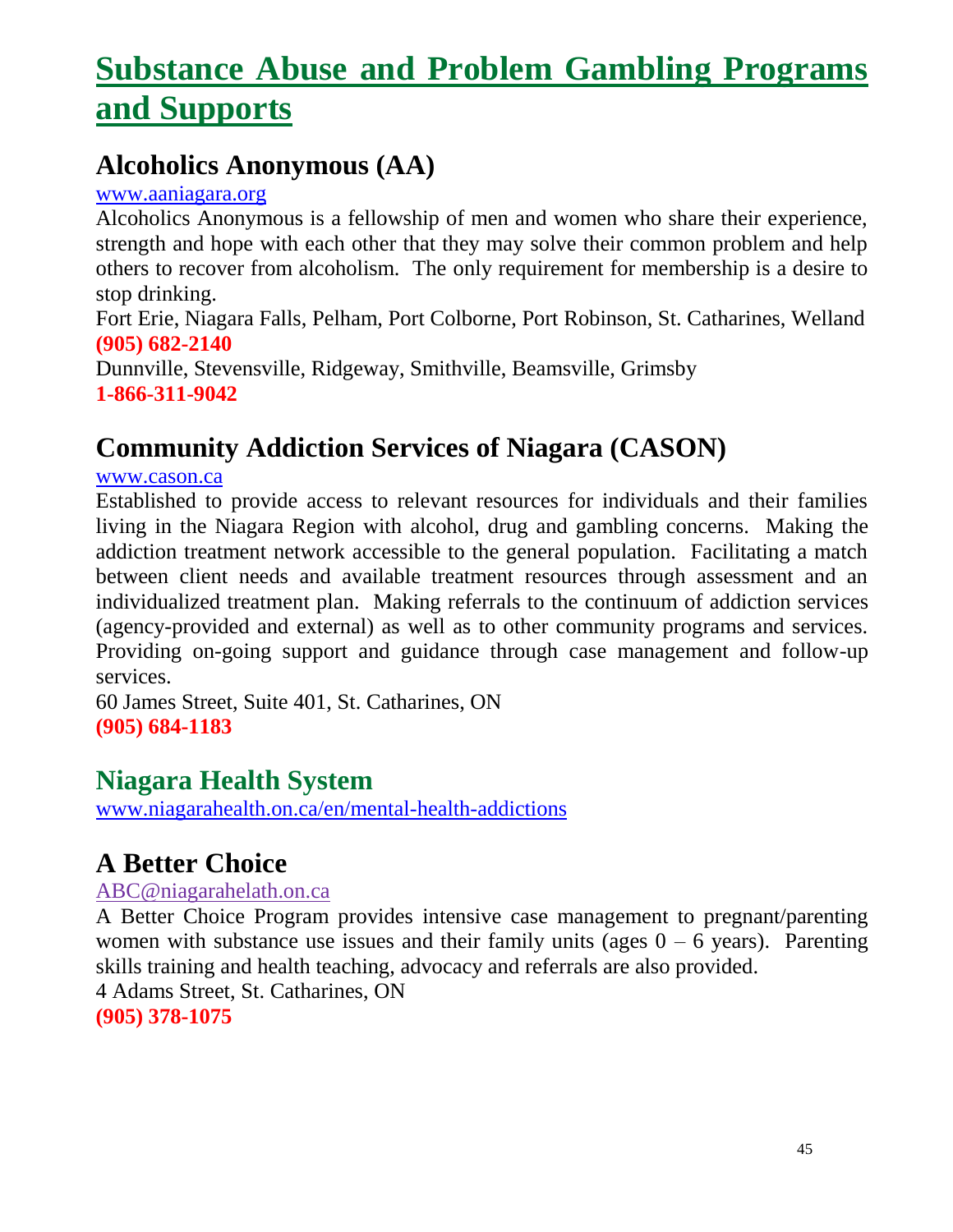# Substance Abuse and Problem Gambling Programs and Supports

## Alcoholics Anonymous (AA)

www.aaniagara.org

Alcoholics Anonymous is a fellowship of men and women who share their experience, strength and hope with each other that they may solve their common problem and help others to recover from alcoholism. The only requirement for membership is a desire to stop drinking.

Fort Erie, Niagara Falls, Pelham, Port Colborne, Port Robinson, St. Catharines, Welland
**(905) 682-2140**

Dunnville, Stevensville, Ridgeway, Smithville, Beamsville, Grimsby
**1-866-311-9042**

## Community Addiction Services of Niagara (CASON)

www.cason.ca

Established to provide access to relevant resources for individuals and their families living in the Niagara Region with alcohol, drug and gambling concerns. Making the addiction treatment network accessible to the general population. Facilitating a match between client needs and available treatment resources through assessment and an individualized treatment plan. Making referrals to the continuum of addiction services (agency-provided and external) as well as to other community programs and services. Providing on-going support and guidance through case management and follow-up services.

60 James Street, Suite 401, St. Catharines, ON
**(905) 684-1183**

## Niagara Health System

www.niagarahealth.on.ca/en/mental-health-addictions

## A Better Choice

ABC@niagarahelath.on.ca

A Better Choice Program provides intensive case management to pregnant/parenting women with substance use issues and their family units (ages 0 – 6 years). Parenting skills training and health teaching, advocacy and referrals are also provided.

4 Adams Street, St. Catharines, ON
**(905) 378-1075**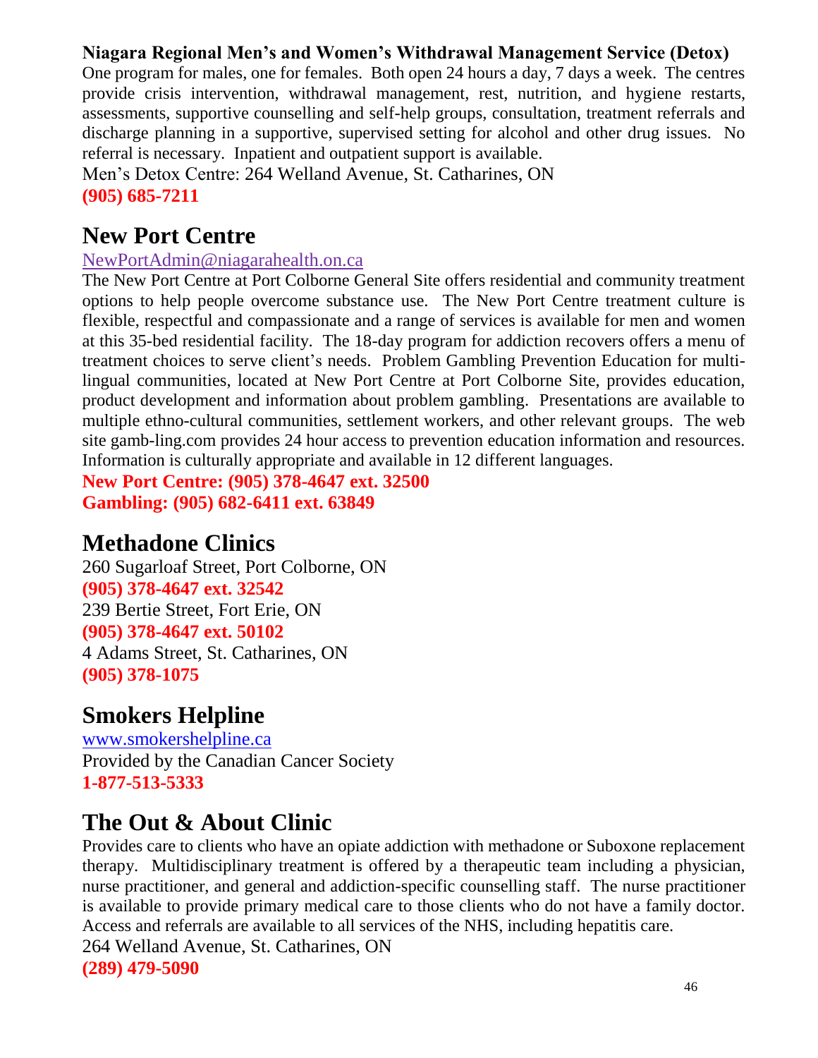**Niagara Regional Men's and Women's Withdrawal Management Service (Detox)**

One program for males, one for females. Both open 24 hours a day, 7 days a week. The centres provide crisis intervention, withdrawal management, rest, nutrition, and hygiene restarts, assessments, supportive counselling and self-help groups, consultation, treatment referrals and discharge planning in a supportive, supervised setting for alcohol and other drug issues. No referral is necessary. Inpatient and outpatient support is available.

Men's Detox Centre: 264 Welland Avenue, St. Catharines, ON

**(905) 685-7211**

## New Port Centre

NewPortAdmin@niagarahealth.on.ca

The New Port Centre at Port Colborne General Site offers residential and community treatment options to help people overcome substance use. The New Port Centre treatment culture is flexible, respectful and compassionate and a range of services is available for men and women at this 35-bed residential facility. The 18-day program for addiction recovers offers a menu of treatment choices to serve client's needs. Problem Gambling Prevention Education for multi-lingual communities, located at New Port Centre at Port Colborne Site, provides education, product development and information about problem gambling. Presentations are available to multiple ethno-cultural communities, settlement workers, and other relevant groups. The web site gamb-ling.com provides 24 hour access to prevention education information and resources. Information is culturally appropriate and available in 12 different languages.

**New Port Centre: (905) 378-4647 ext. 32500**
**Gambling: (905) 682-6411 ext. 63849**

## Methadone Clinics

260 Sugarloaf Street, Port Colborne, ON
**(905) 378-4647 ext. 32542**
239 Bertie Street, Fort Erie, ON
**(905) 378-4647 ext. 50102**
4 Adams Street, St. Catharines, ON
**(905) 378-1075**

## Smokers Helpline

www.smokershelpline.ca
Provided by the Canadian Cancer Society
**1-877-513-5333**

## The Out & About Clinic

Provides care to clients who have an opiate addiction with methadone or Suboxone replacement therapy. Multidisciplinary treatment is offered by a therapeutic team including a physician, nurse practitioner, and general and addiction-specific counselling staff. The nurse practitioner is available to provide primary medical care to those clients who do not have a family doctor. Access and referrals are available to all services of the NHS, including hepatitis care.

264 Welland Avenue, St. Catharines, ON
**(289) 479-5090**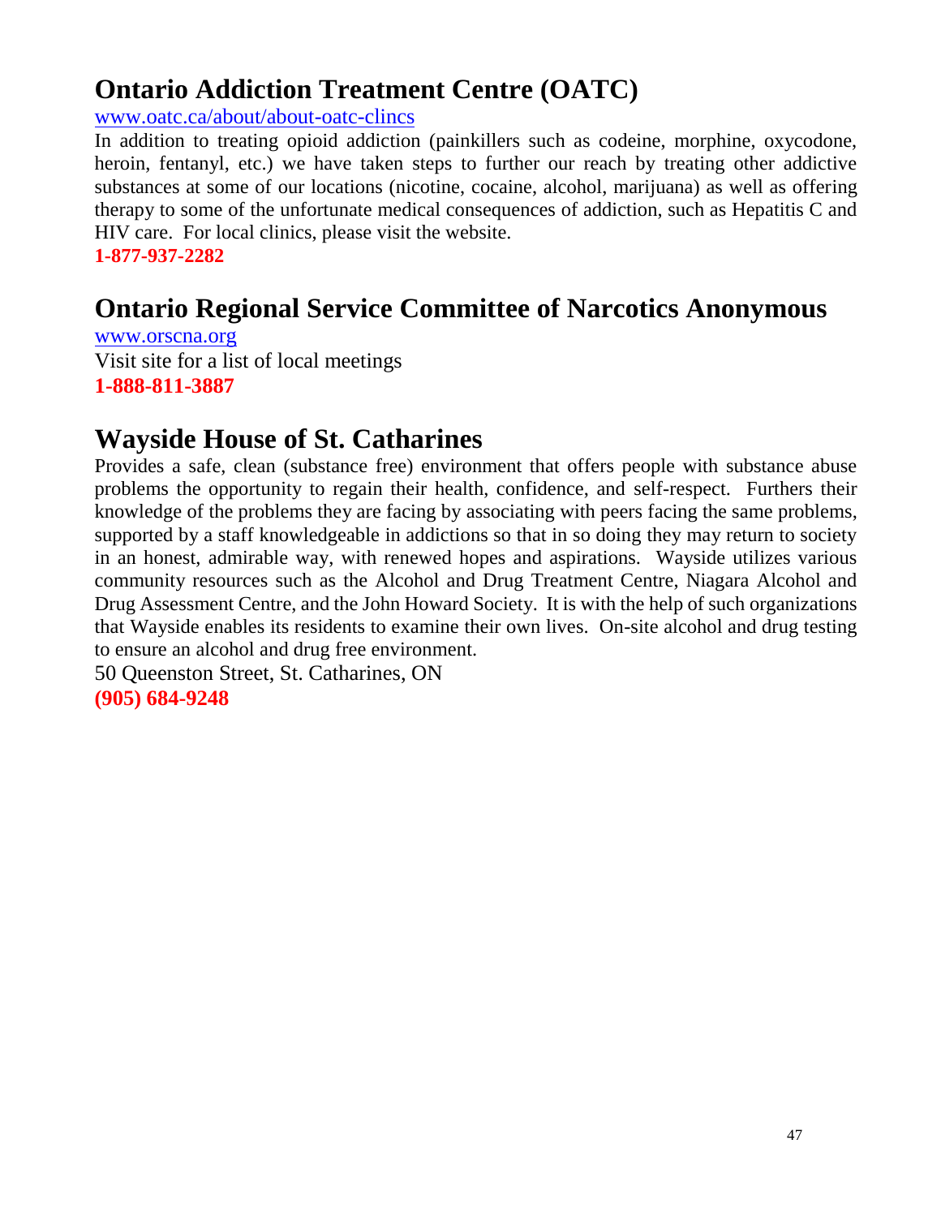## Ontario Addiction Treatment Centre (OATC)

www.oatc.ca/about/about-oatc-clincs

In addition to treating opioid addiction (painkillers such as codeine, morphine, oxycodone, heroin, fentanyl, etc.) we have taken steps to further our reach by treating other addictive substances at some of our locations (nicotine, cocaine, alcohol, marijuana) as well as offering therapy to some of the unfortunate medical consequences of addiction, such as Hepatitis C and HIV care. For local clinics, please visit the website.

**1-877-937-2282**

## Ontario Regional Service Committee of Narcotics Anonymous

www.orscna.org

Visit site for a list of local meetings

**1-888-811-3887**

## Wayside House of St. Catharines

Provides a safe, clean (substance free) environment that offers people with substance abuse problems the opportunity to regain their health, confidence, and self-respect. Furthers their knowledge of the problems they are facing by associating with peers facing the same problems, supported by a staff knowledgeable in addictions so that in so doing they may return to society in an honest, admirable way, with renewed hopes and aspirations. Wayside utilizes various community resources such as the Alcohol and Drug Treatment Centre, Niagara Alcohol and Drug Assessment Centre, and the John Howard Society. It is with the help of such organizations that Wayside enables its residents to examine their own lives. On-site alcohol and drug testing to ensure an alcohol and drug free environment.

50 Queenston Street, St. Catharines, ON

**(905) 684-9248**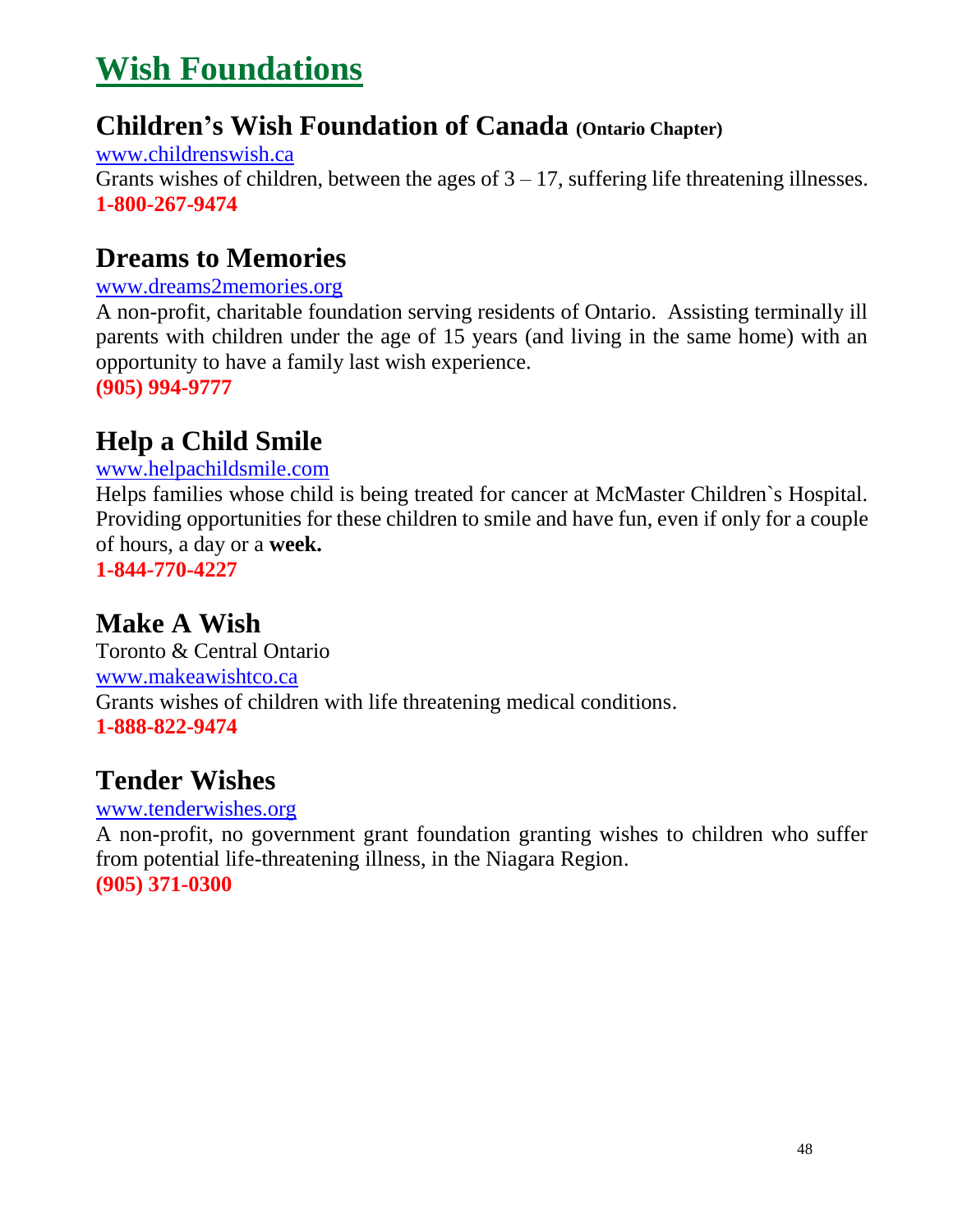# Wish Foundations

## Children's Wish Foundation of Canada (Ontario Chapter)

www.childrenswish.ca

Grants wishes of children, between the ages of 3 – 17, suffering life threatening illnesses.

**1-800-267-9474**

## Dreams to Memories

www.dreams2memories.org

A non-profit, charitable foundation serving residents of Ontario. Assisting terminally ill parents with children under the age of 15 years (and living in the same home) with an opportunity to have a family last wish experience.

**(905) 994-9777**

## Help a Child Smile

www.helpachildsmile.com

Helps families whose child is being treated for cancer at McMaster Children`s Hospital. Providing opportunities for these children to smile and have fun, even if only for a couple of hours, a day or a **week.**

**1-844-770-4227**

## Make A Wish

Toronto & Central Ontario

www.makeawishtco.ca

Grants wishes of children with life threatening medical conditions.

**1-888-822-9474**

## Tender Wishes

www.tenderwishes.org

A non-profit, no government grant foundation granting wishes to children who suffer from potential life-threatening illness, in the Niagara Region.

**(905) 371-0300**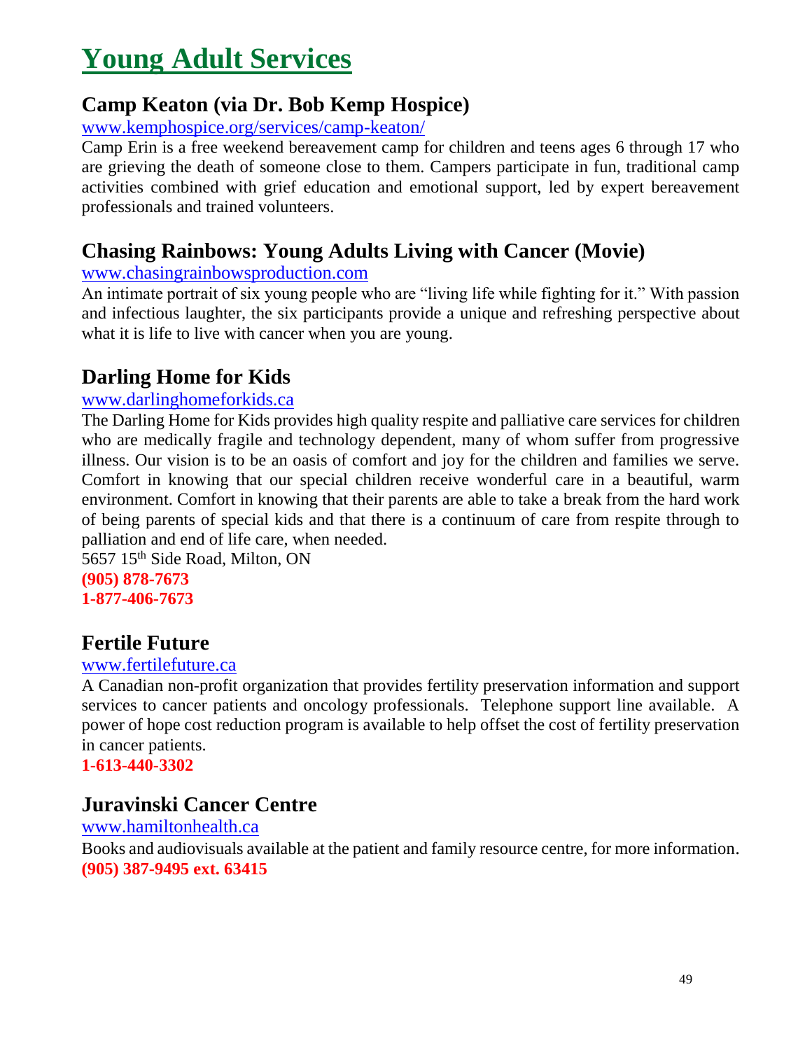# Young Adult Services

## Camp Keaton (via Dr. Bob Kemp Hospice)

www.kemphospice.org/services/camp-keaton/

Camp Erin is a free weekend bereavement camp for children and teens ages 6 through 17 who are grieving the death of someone close to them. Campers participate in fun, traditional camp activities combined with grief education and emotional support, led by expert bereavement professionals and trained volunteers.

## Chasing Rainbows: Young Adults Living with Cancer (Movie)

www.chasingrainbowsproduction.com

An intimate portrait of six young people who are "living life while fighting for it." With passion and infectious laughter, the six participants provide a unique and refreshing perspective about what it is life to live with cancer when you are young.

## Darling Home for Kids

www.darlinghomeforkids.ca

The Darling Home for Kids provides high quality respite and palliative care services for children who are medically fragile and technology dependent, many of whom suffer from progressive illness. Our vision is to be an oasis of comfort and joy for the children and families we serve. Comfort in knowing that our special children receive wonderful care in a beautiful, warm environment. Comfort in knowing that their parents are able to take a break from the hard work of being parents of special kids and that there is a continuum of care from respite through to palliation and end of life care, when needed.

5657 15th Side Road, Milton, ON

**(905) 878-7673**
**1-877-406-7673**

## Fertile Future

www.fertilefuture.ca

A Canadian non-profit organization that provides fertility preservation information and support services to cancer patients and oncology professionals. Telephone support line available. A power of hope cost reduction program is available to help offset the cost of fertility preservation in cancer patients.

**1-613-440-3302**

## Juravinski Cancer Centre

www.hamiltonhealth.ca

Books and audiovisuals available at the patient and family resource centre, for more information.

**(905) 387-9495 ext. 63415**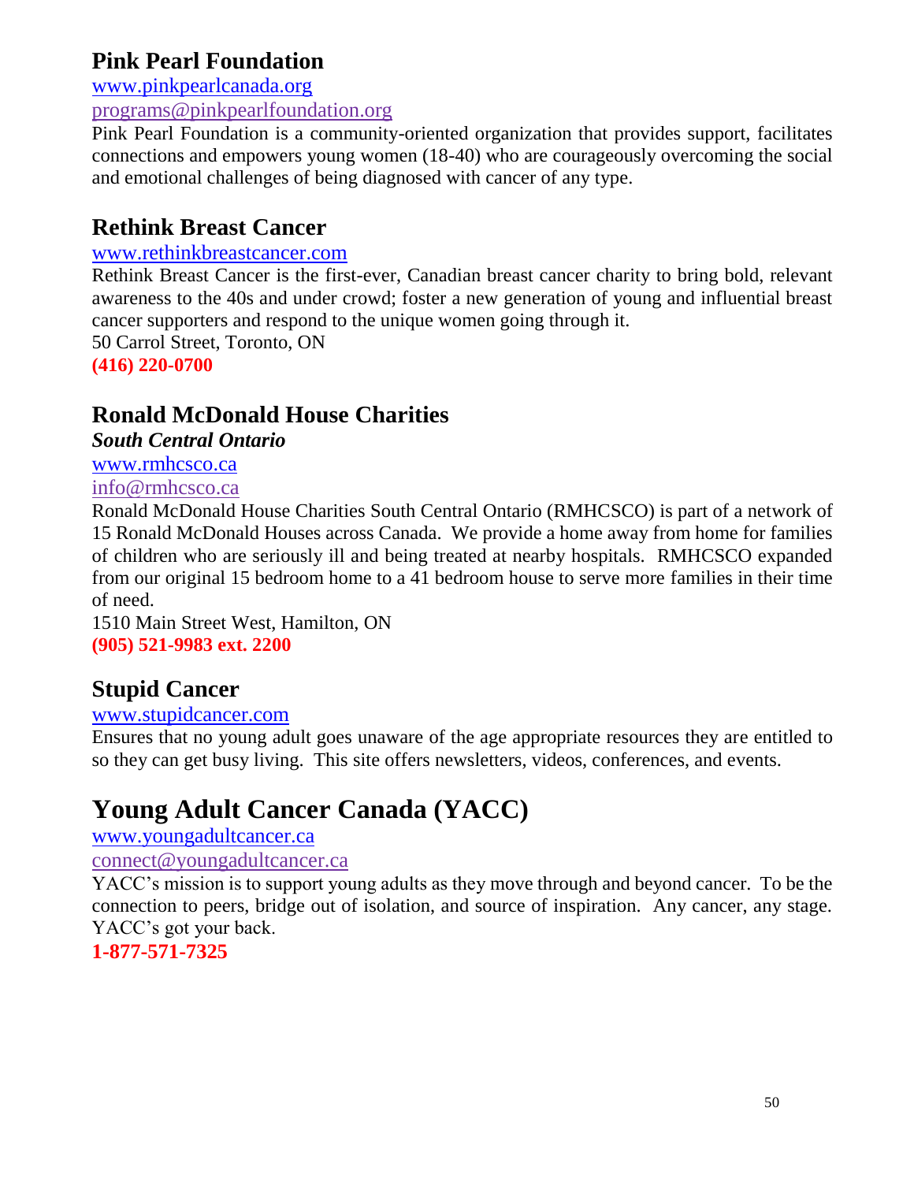## Pink Pearl Foundation

www.pinkpearlcanada.org

programs@pinkpearlfoundation.org

Pink Pearl Foundation is a community-oriented organization that provides support, facilitates connections and empowers young women (18-40) who are courageously overcoming the social and emotional challenges of being diagnosed with cancer of any type.

## Rethink Breast Cancer

www.rethinkbreastcancer.com

Rethink Breast Cancer is the first-ever, Canadian breast cancer charity to bring bold, relevant awareness to the 40s and under crowd; foster a new generation of young and influential breast cancer supporters and respond to the unique women going through it.

50 Carrol Street, Toronto, ON

**(416) 220-0700**

## Ronald McDonald House Charities

***South Central Ontario***

www.rmhcsco.ca

info@rmhcsco.ca

Ronald McDonald House Charities South Central Ontario (RMHCSCO) is part of a network of 15 Ronald McDonald Houses across Canada. We provide a home away from home for families of children who are seriously ill and being treated at nearby hospitals. RMHCSCO expanded from our original 15 bedroom home to a 41 bedroom house to serve more families in their time of need.

1510 Main Street West, Hamilton, ON

**(905) 521-9983 ext. 2200**

## Stupid Cancer

www.stupidcancer.com

Ensures that no young adult goes unaware of the age appropriate resources they are entitled to so they can get busy living. This site offers newsletters, videos, conferences, and events.

# Young Adult Cancer Canada (YACC)

www.youngadultcancer.ca

connect@youngadultcancer.ca

YACC's mission is to support young adults as they move through and beyond cancer. To be the connection to peers, bridge out of isolation, and source of inspiration. Any cancer, any stage. YACC's got your back.

**1-877-571-7325**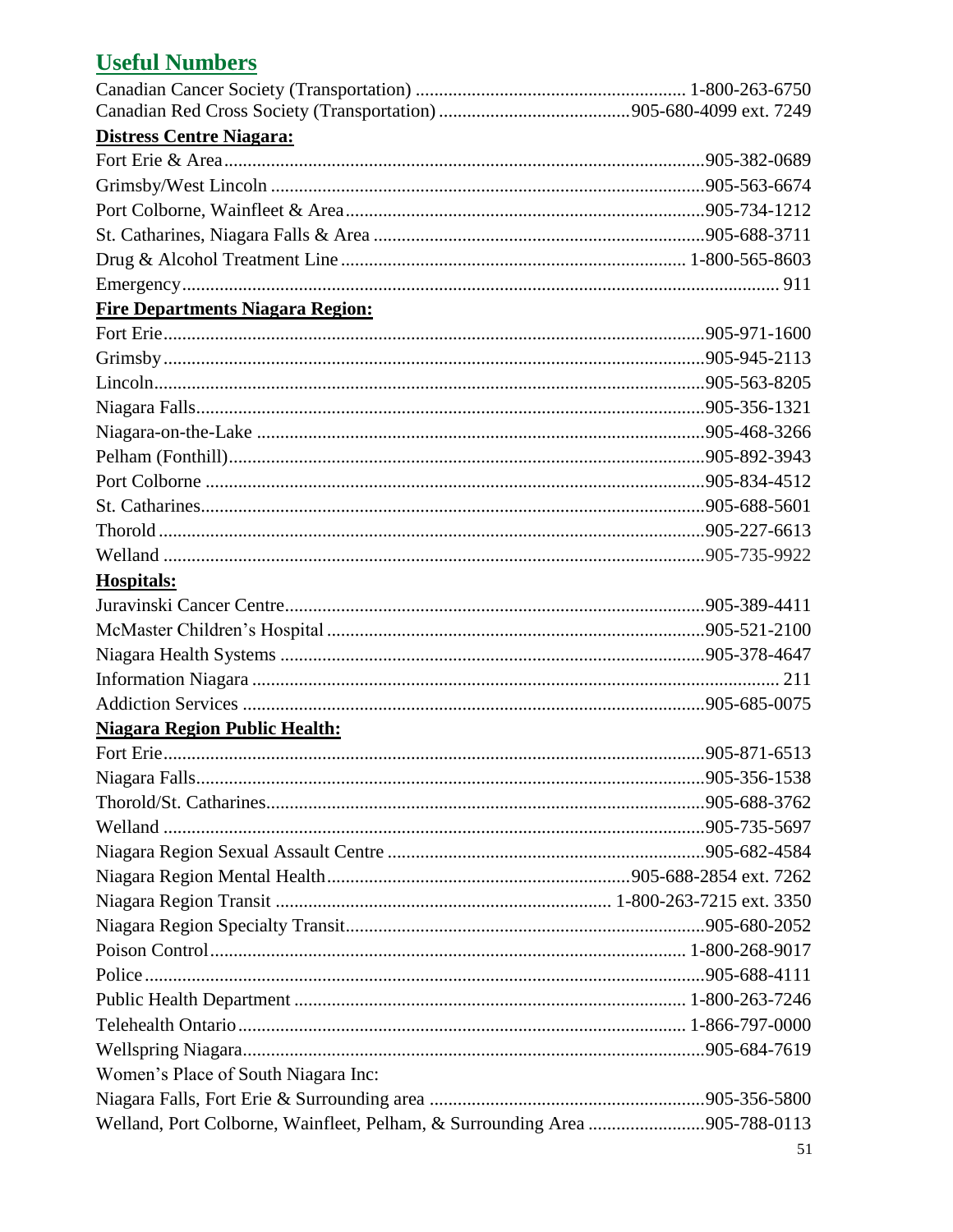## Useful Numbers

Canadian Cancer Society (Transportation) .......... 1-800-263-6750
Canadian Red Cross Society (Transportation) .......... 905-680-4099 ext. 7249

**Distress Centre Niagara:**

Fort Erie & Area .......... 905-382-0689
Grimsby/West Lincoln .......... 905-563-6674
Port Colborne, Wainfleet & Area .......... 905-734-1212
St. Catharines, Niagara Falls & Area .......... 905-688-3711
Drug & Alcohol Treatment Line .......... 1-800-565-8603
Emergency .......... 911

**Fire Departments Niagara Region:**

Fort Erie .......... 905-971-1600
Grimsby .......... 905-945-2113
Lincoln .......... 905-563-8205
Niagara Falls .......... 905-356-1321
Niagara-on-the-Lake .......... 905-468-3266
Pelham (Fonthill) .......... 905-892-3943
Port Colborne .......... 905-834-4512
St. Catharines .......... 905-688-5601
Thorold .......... 905-227-6613
Welland .......... 905-735-9922

**Hospitals:**

Juravinski Cancer Centre .......... 905-389-4411
McMaster Children's Hospital .......... 905-521-2100
Niagara Health Systems .......... 905-378-4647
Information Niagara .......... 211
Addiction Services .......... 905-685-0075

**Niagara Region Public Health:**

Fort Erie .......... 905-871-6513
Niagara Falls .......... 905-356-1538
Thorold/St. Catharines .......... 905-688-3762
Welland .......... 905-735-5697
Niagara Region Sexual Assault Centre .......... 905-682-4584
Niagara Region Mental Health .......... 905-688-2854 ext. 7262
Niagara Region Transit .......... 1-800-263-7215 ext. 3350
Niagara Region Specialty Transit .......... 905-680-2052
Poison Control .......... 1-800-268-9017
Police .......... 905-688-4111
Public Health Department .......... 1-800-263-7246
Telehealth Ontario .......... 1-866-797-0000
Wellspring Niagara .......... 905-684-7619

Women's Place of South Niagara Inc:

Niagara Falls, Fort Erie & Surrounding area .......... 905-356-5800
Welland, Port Colborne, Wainfleet, Pelham, & Surrounding Area .......... 905-788-0113